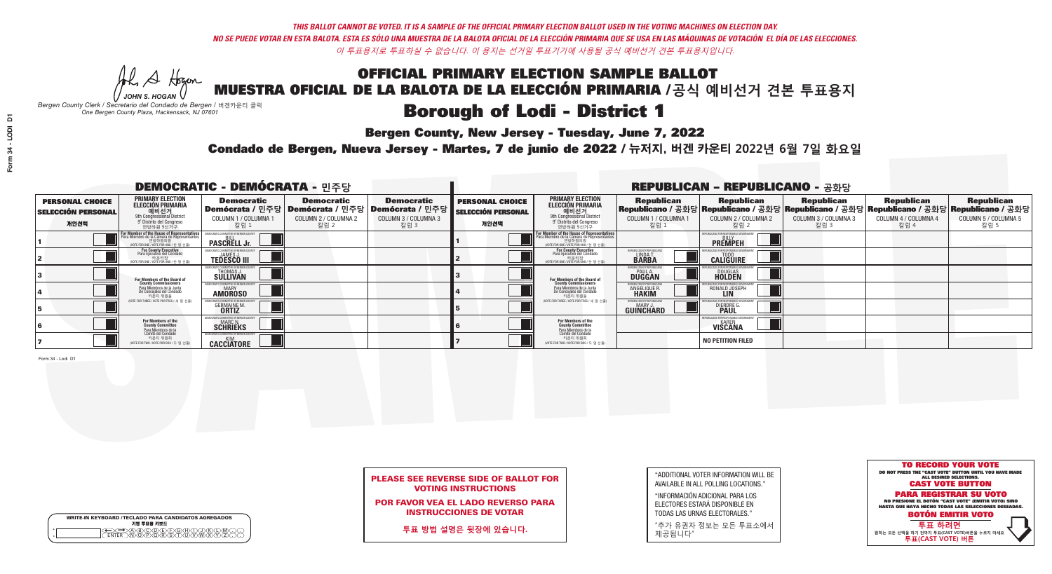*THIS BALLOT CANNOT BE VOTED. IT IS A SAMPLE OF THE OFFICIAL PRIMARY ELECTION BALLOT USED IN THE VOTING MACHINES ON ELECTION DAY.*
*NO SE PUEDE VOTAR EN ESTA BALOTA. ESTA ES SÓLO UNA MUESTRA DE LA BALOTA OFICIAL DE LA ELECCIÓN PRIMARIA QUE SE USA EN LAS MÁQUINAS DE VOTACIÓN EL DÍA DE LAS ELECCIONES.*
*이 투표용지로 투표하실 수 없습니다. 이 용지는 선거일 투표기기에 사용될 공식 예비선거 견본 투표용지입니다.*

JOHN S. HOGAN
*Bergen County Clerk / Secretario del Condado de Bergen / 버겐카운티 클럭*
*One Bergen County Plaza, Hackensack, NJ 07601*

# OFFICIAL PRIMARY ELECTION SAMPLE BALLOT
# MUESTRA OFICIAL DE LA BALOTA DE LA ELECCIÓN PRIMARIA /공식 예비선거 견본 투표용지

## Borough of Lodi - District 1

**Bergen County, New Jersey - Tuesday, June 7, 2022**

**Condado de Bergen, Nueva Jersey - Martes, 7 de junio de 2022 / 뉴저지, 버겐 카운티 2022년 6월 7일 화요일**

### DEMOCRATIC - DEMÓCRATA - 민주당

| | PERSONAL CHOICE / SELECCIÓN PERSONAL / 개인선택 | PRIMARY ELECTION / ELECCIÓN PRIMARIA / 예비선거 / 9th Congressional District / 9° Distrito del Congreso / 연방하원 9선거구 | Democratic / Demócrata / 민주당 COLUMN 1 / COLUMNA 1 / 칼럼 1 | Democratic / Demócrata / 민주당 COLUMN 2 / COLUMNA 2 / 칼럼 2 | Democratic / Demócrata / 민주당 COLUMN 3 / COLUMNA 3 / 칼럼 3 |
|---|---|---|---|---|---|
| 1 | | For Member of the House of Representatives / Para Miembro de la Cámara de Representantes / 연방하원의원 (VOTE FOR ONE / VOTE POR UNO / 한 명 선출) | BILL PASCRELL Jr. | | |
| 2 | | For County Executive / Para Ejecutivo del Condado / 카운티장 (VOTE FOR ONE / VOTE POR UNO / 한 명 선출) | JAMES J. TEDESCO III | | |
| 3 | | For Members of the Board of County Commissioners / Para Miembros de la Junta De Concejales del Condado / 카운티 위원들 (VOTE FOR THREE / VOTE POR TRES / 세 명 선출) | THOMAS J. SULLIVAN | | |
| 4 | | | MARY AMOROSO | | |
| 5 | | | GERMAINE M. ORTIZ | | |
| 6 | | For Members of the County Committee / Para Miembros de la Comité del Condado / 카운티 위원회 (VOTE FOR TWO / VOTE POR DOS / 두 명 선출) | MARC N. SCHRIEKS | | |
| 7 | | | KIM CACCIATORE | | |

### REPUBLICAN - REPUBLICANO - 공화당

| | PERSONAL CHOICE / SELECCIÓN PERSONAL / 개인선택 | PRIMARY ELECTION / ELECCIÓN PRIMARIA / 예비선거 / 9th Congressional District / 9° Distrito del Congreso / 연방하원 9선거구 | Republican / Republicano / 공화당 COLUMN 1 / COLUMNA 1 / 칼럼 1 | Republican / Republicano / 공화당 COLUMN 2 / COLUMNA 2 / 칼럼 2 | Republican / Republicano / 공화당 COLUMN 3 / COLUMNA 3 / 칼럼 3 | Republican / Republicano / 공화당 COLUMN 4 / COLUMNA 4 / 칼럼 4 | Republican / Republicano / 공화당 COLUMN 5 / COLUMNA 5 / 칼럼 5 |
|---|---|---|---|---|---|---|---|
| 1 | | For Member of the House of Representatives / Para Miembro de la Cámara de Representantes / 연방하원의원 (VOTE FOR ONE / VOTE POR UNO / 한 명 선출) | | BILLY PREMPEH | | | |
| 2 | | For County Executive / Para Ejecutivo del Condado / 카운티장 (VOTE FOR ONE / VOTE POR UNO / 한 명 선출) | LINDA T. BARBA | TODD CALIGUIRE | | | |
| 3 | | For Members of the Board of County Commissioners / Para Miembros de la Junta De Concejales del Condado / 카운티 위원들 (VOTE FOR THREE / VOTE POR TRES / 세 명 선출) | PAUL A. DUGGAN | DOUGLAS HOLDEN | | | |
| 4 | | | ANGELIQUE R. HAKIM | RONALD JOSEPH LIN | | | |
| 5 | | | MARY J. GUINCHARD | DIERDRE G. PAUL | | | |
| 6 | | For Members of the County Committee / Para Miembros de la Comité del Condado / 카운티 위원회 (VOTE FOR TWO / VOTE POR DOS / 두 명 선출) | | KAREN VISCANA | | | |
| 7 | | | | NO PETITION FILED | | | |

Form 34 - Lodi D1

**PLEASE SEE REVERSE SIDE OF BALLOT FOR VOTING INSTRUCTIONS**

**POR FAVOR VEA EL LADO REVERSO PARA INSTRUCCIONES DE VOTAR**

**투표 방법 설명은 뒷장에 있습니다.**

"ADDITIONAL VOTER INFORMATION WILL BE AVAILABLE IN ALL POLLING LOCATIONS."

"INFORMACIÓN ADICIONAL PARA LOS ELECTORES ESTARÁ DISPONIBLE EN TODAS LAS URNAS ELECTORALES."

"추가 유권자 정보는 모든 투표소에서 제공됩니다"

WRITE-IN KEYBOARD /TECLADO PARA CANDIDATOS AGREGADOS
기명 투표용 키보드

**TO RECORD YOUR VOTE**
DO NOT PRESS THE "CAST VOTE" BUTTON UNTIL YOU HAVE MADE ALL DESIRED SELECTIONS.
**CAST VOTE BUTTON**
**PARA REGISTRAR SU VOTO**
NO PRESIONE EL BOTÓN "CAST VOTE" (EMITIR VOTO) SINO HASTA QUE HAYA HECHO TODAS LAS SELECCIONES DESEADAS.
**BOTÓN EMITIR VOTO**
**투표 하려면**
원하는 모든 선택을 하기 전까지 투표(CAST VOTE)버튼을 누르지 마세요.
**투표(CAST VOTE) 버튼**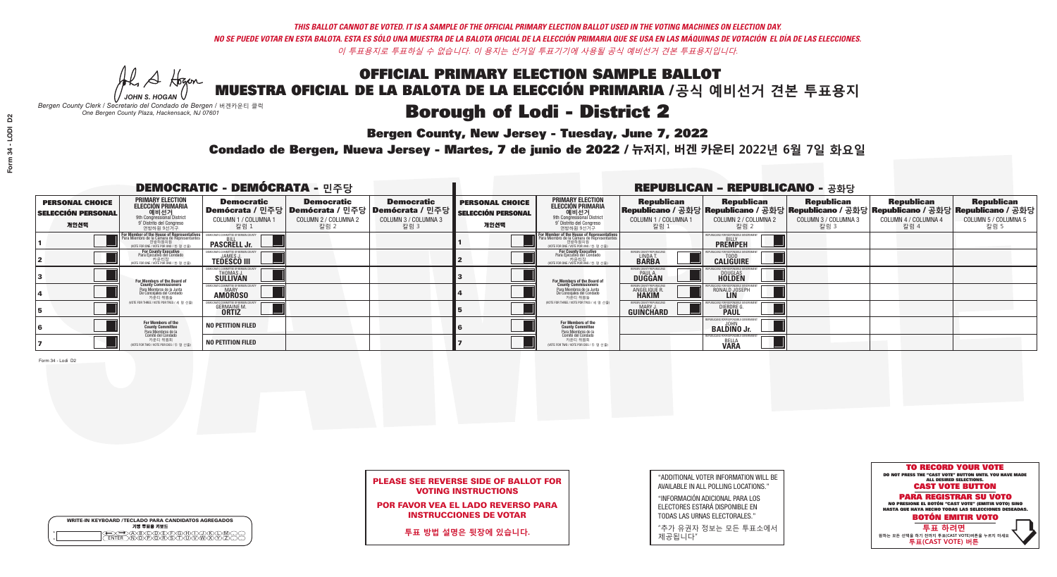*THIS BALLOT CANNOT BE VOTED. IT IS A SAMPLE OF THE OFFICIAL PRIMARY ELECTION BALLOT USED IN THE VOTING MACHINES ON ELECTION DAY.*
*NO SE PUEDE VOTAR EN ESTA BALOTA. ESTA ES SÓLO UNA MUESTRA DE LA BALOTA OFICIAL DE LA ELECCIÓN PRIMARIA QUE SE USA EN LAS MÁQUINAS DE VOTACIÓN EL DÍA DE LAS ELECCIONES.*
*이 투표용지로 투표하실 수 없습니다. 이 용지는 선거일 투표기기에 사용될 공식 예비선거 견본 투표용지입니다.*

JOHN S. HOGAN
*Bergen County Clerk / Secretario del Condado de Bergen / 버겐카운티 클럭*
*One Bergen County Plaza, Hackensack, NJ 07601*

# OFFICIAL PRIMARY ELECTION SAMPLE BALLOT
# MUESTRA OFICIAL DE LA BALOTA DE LA ELECCIÓN PRIMARIA /공식 예비선거 견본 투표용지

## Borough of Lodi - District 2

**Bergen County, New Jersey - Tuesday, June 7, 2022**

**Condado de Bergen, Nueva Jersey - Martes, 7 de junio de 2022 / 뉴저지, 버겐 카운티 2022년 6월 7일 화요일**

### DEMOCRATIC - DEMÓCRATA - 민주당

| PERSONAL CHOICE / SELECCIÓN PERSONAL / 개인선택 | PRIMARY ELECTION / ELECCIÓN PRIMARIA / 예비선거 | Democratic / Demócrata / 민주당 COLUMN 1 / COLUMNA 1 / 칼럼 1 | Democratic / Demócrata / 민주당 COLUMN 2 / COLUMNA 2 / 칼럼 2 | Democratic / Demócrata / 민주당 COLUMN 3 / COLUMNA 3 / 칼럼 3 |
|---|---|---|---|---|
| 1 | For Member of the House of Representatives / Para Miembro de la Cámara de Representantes / 연방하원의원 (9th Congressional District / 9° Distrito del Congreso / 연방하원 9선거구) (VOTE FOR ONE / VOTE POR UNO / 한 명 선출) | BILL PASCRELL Jr. | | |
| 2 | For County Executive / Para Ejecutivo del Condado / 카운티장 (VOTE FOR ONE / VOTE POR UNO / 한 명 선출) | JAMES J. TEDESCO III | | |
| 3 | For Members of the Board of County Commissioners / Para Miembros de la Junta De Concejales del Condado / 카운티 위원들 (VOTE FOR THREE / VOTE POR TRES / 세 명 선출) | THOMAS J. SULLIVAN | | |
| 4 | | MARY AMOROSO | | |
| 5 | | GERMAINE M. ORTIZ | | |
| 6 | For Members of the County Committee / Para Miembros de la Comité del Condado / 카운티 위원회 (VOTE FOR TWO / VOTE POR DOS / 두 명 선출) | NO PETITION FILED | | |
| 7 | | NO PETITION FILED | | |

### REPUBLICAN - REPUBLICANO - 공화당

| PERSONAL CHOICE / SELECCIÓN PERSONAL / 개인선택 | PRIMARY ELECTION / ELECCIÓN PRIMARIA / 예비선거 | Republican / Republicano / 공화당 COLUMN 1 / COLUMNA 1 / 칼럼 1 | Republican / Republicano / 공화당 COLUMN 2 / COLUMNA 2 / 칼럼 2 | Republican / Republicano / 공화당 COLUMN 3 / COLUMNA 3 / 칼럼 3 | Republican / Republicano / 공화당 COLUMN 4 / COLUMNA 4 / 칼럼 4 | Republican / Republicano / 공화당 COLUMN 5 / COLUMNA 5 / 칼럼 5 |
|---|---|---|---|---|---|---|
| 1 | For Member of the House of Representatives / Para Miembro de la Cámara de Representantes / 연방하원의원 (9th Congressional District / 9° Distrito del Congreso / 연방하원 9선거구) (VOTE FOR ONE / VOTE POR UNO / 한 명 선출) | | BILLY PREMPEH | | | |
| 2 | For County Executive / Para Ejecutivo del Condado / 카운티장 (VOTE FOR ONE / VOTE POR UNO / 한 명 선출) | LINDA T. BARBA | TODD CALIGUIRE | | | |
| 3 | For Members of the Board of County Commissioners / Para Miembros de la Junta De Concejales del Condado / 카운티 위원들 (VOTE FOR THREE / VOTE POR TRES / 세 명 선출) | PAUL A. DUGGAN | DOUGLAS HOLDEN | | | |
| 4 | | ANGELIQUE R. HAKIM | RONALD JOSEPH LIN | | | |
| 5 | | MARY J. GUINCHARD | DIERDRE G. PAUL | | | |
| 6 | For Members of the County Committee / Para Miembros de la Comité del Condado / 카운티 위원회 (VOTE FOR TWO / VOTE POR DOS / 두 명 선출) | | JOHN BALDINO Jr. | | | |
| 7 | | | BELLA VARA | | | |

**PLEASE SEE REVERSE SIDE OF BALLOT FOR VOTING INSTRUCTIONS**

**POR FAVOR VEA EL LADO REVERSO PARA INSTRUCCIONES DE VOTAR**

**투표 방법 설명은 뒷장에 있습니다.**

"ADDITIONAL VOTER INFORMATION WILL BE AVAILABLE IN ALL POLLING LOCATIONS."

"INFORMACIÓN ADICIONAL PARA LOS ELECTORES ESTARÁ DISPONIBLE EN TODAS LAS URNAS ELECTORALES."

"추가 유권자 정보는 모든 투표소에서 제공됩니다"

WRITE-IN KEYBOARD /TECLADO PARA CANDIDATOS AGREGADOS
기명 투표용 키보드

**TO RECORD YOUR VOTE**
DO NOT PRESS THE "CAST VOTE" BUTTON UNTIL YOU HAVE MADE ALL DESIRED SELECTIONS.
**CAST VOTE BUTTON**

**PARA REGISTRAR SU VOTO**
NO PRESIONE EL BOTÓN "CAST VOTE" (EMITIR VOTO) SINO HASTA QUE HAYA HECHO TODAS LAS SELECCIONES DESEADAS.
**BOTÓN EMITIR VOTO**

**투표 하려면**
원하는 모든 선택을 하기 전까지 투표(CAST VOTE)버튼을 누르지 마세요.
**투표(CAST VOTE) 버튼**

Form 34 - Lodi D2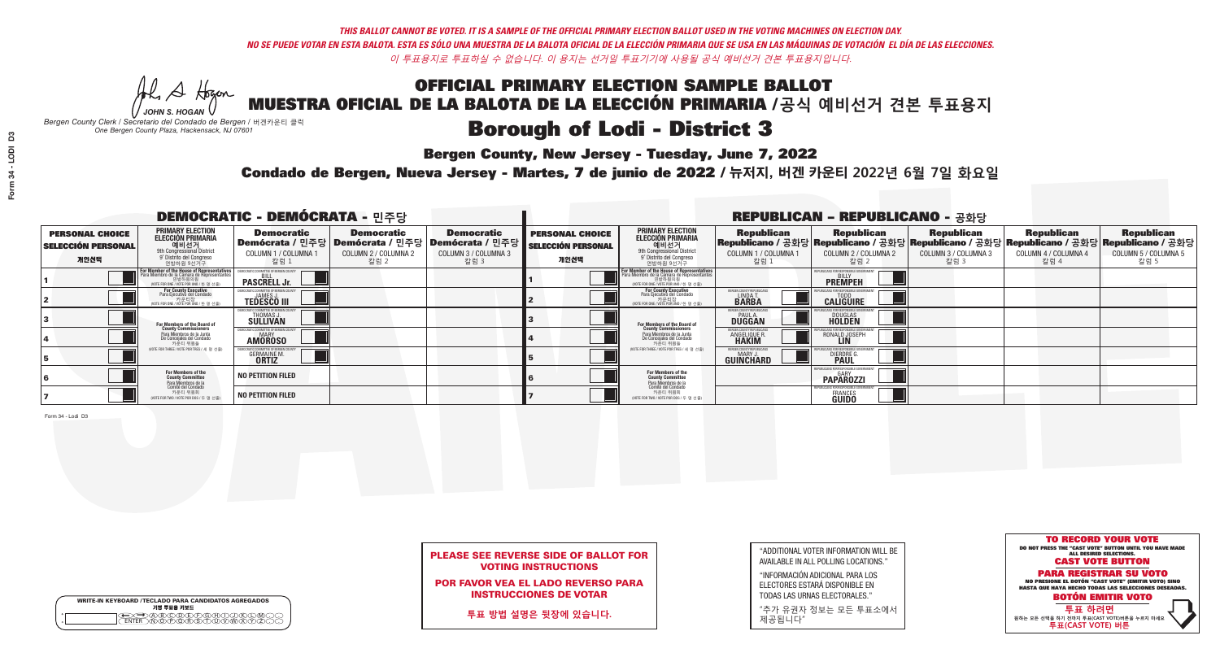*THIS BALLOT CANNOT BE VOTED. IT IS A SAMPLE OF THE OFFICIAL PRIMARY ELECTION BALLOT USED IN THE VOTING MACHINES ON ELECTION DAY.*
*NO SE PUEDE VOTAR EN ESTA BALOTA. ESTA ES SÓLO UNA MUESTRA DE LA BALOTA OFICIAL DE LA ELECCIÓN PRIMARIA QUE SE USA EN LAS MÁQUINAS DE VOTACIÓN EL DÍA DE LAS ELECCIONES.*
*이 투표용지로 투표하실 수 없습니다. 이 용지는 선거일 투표기기에 사용될 공식 예비선거 견본 투표용지입니다.*

JOHN S. HOGAN
*Bergen County Clerk / Secretario del Condado de Bergen / 버겐카운티 클럭*
*One Bergen County Plaza, Hackensack, NJ 07601*

# OFFICIAL PRIMARY ELECTION SAMPLE BALLOT
# MUESTRA OFICIAL DE LA BALOTA DE LA ELECCIÓN PRIMARIA /공식 예비선거 견본 투표용지
# Borough of Lodi - District 3

**Bergen County, New Jersey - Tuesday, June 7, 2022**
**Condado de Bergen, Nueva Jersey - Martes, 7 de junio de 2022 / 뉴저지, 버겐 카운티 2022년 6월 7일 화요일**

## DEMOCRATIC - DEMÓCRATA - 민주당

| PERSONAL CHOICE / SELECCIÓN PERSONAL / 개인선택 | PRIMARY ELECTION / ELECCIÓN PRIMARIA / 예비선거 / 9th Congressional District / 9° Distrito del Congreso / 연방하원 9선거구 | Democratic / Demócrata / 민주당 COLUMN 1 / COLUMNA 1 / 칼럼 1 | Democratic / Demócrata / 민주당 COLUMN 2 / COLUMNA 2 / 칼럼 2 | Democratic / Demócrata / 민주당 COLUMN 3 / COLUMNA 3 / 칼럼 3 |
|---|---|---|---|---|
| 1 | For Member of the House of Representatives / Para Miembro de la Cámara de Representantes / 연방하원의원 (VOTE FOR ONE / VOTE POR UNO / 한 명 선출) | BILL PASCRELL Jr. | | |
| 2 | For County Executive / Para Ejecutivo del Condado / 카운티장 (VOTE FOR ONE / VOTE POR UNO / 한 명 선출) | JAMES J. TEDESCO III | | |
| 3 | For Members of the Board of County Commissioners / Para Miembros de la Junta De Concejales del Condado / 카운티 위원들 (VOTE FOR THREE / VOTE POR TRES / 세 명 선출) | THOMAS J. SULLIVAN | | |
| 4 | | MARY AMOROSO | | |
| 5 | | GERMAINE M. ORTIZ | | |
| 6 | For Members of the County Committee / Para Miembros de la Comité del Condado / 카운티 위원회 (VOTE FOR TWO / VOTE POR DOS / 두 명 선출) | NO PETITION FILED | | |
| 7 | | NO PETITION FILED | | |

## REPUBLICAN - REPUBLICANO - 공화당

| PERSONAL CHOICE / SELECCIÓN PERSONAL / 개인선택 | PRIMARY ELECTION / ELECCIÓN PRIMARIA / 예비선거 / 9th Congressional District / 9° Distrito del Congreso / 연방하원 9선거구 | Republican / Republicano / 공화당 COLUMN 1 / COLUMNA 1 / 칼럼 1 | Republican / Republicano / 공화당 COLUMN 2 / COLUMNA 2 / 칼럼 2 | Republican / Republicano / 공화당 COLUMN 3 / COLUMNA 3 / 칼럼 3 | Republican / Republicano / 공화당 COLUMN 4 / COLUMNA 4 / 칼럼 4 | Republican / Republicano / 공화당 COLUMN 5 / COLUMNA 5 / 칼럼 5 |
|---|---|---|---|---|---|---|
| 1 | For Member of the House of Representatives / Para Miembro de la Cámara de Representantes / 연방하원의원 (VOTE FOR ONE / VOTE POR UNO / 한 명 선출) | | BILLY PREMPEH | | | |
| 2 | For County Executive / Para Ejecutivo del Condado / 카운티장 (VOTE FOR ONE / VOTE POR UNO / 한 명 선출) | LINDA T. BARBA | TODD CALIGUIRE | | | |
| 3 | For Members of the Board of County Commissioners / Para Miembros de la Junta De Concejales del Condado / 카운티 위원들 (VOTE FOR THREE / VOTE POR TRES / 세 명 선출) | PAUL A. DUGGAN | DOUGLAS HOLDEN | | | |
| 4 | | ANGELIQUE R. HAKIM | RONALD JOSEPH LIN | | | |
| 5 | | MARY J. GUINCHARD | DIERDRE G. PAUL | | | |
| 6 | For Members of the County Committee / Para Miembros de la Comité del Condado / 카운티 위원회 (VOTE FOR TWO / VOTE POR DOS / 두 명 선출) | | GARY PAPAROZZI | | | |
| 7 | | | FRANCES GUIDO | | | |

Form 34 - Lodi D3

**PLEASE SEE REVERSE SIDE OF BALLOT FOR VOTING INSTRUCTIONS**
**POR FAVOR VEA EL LADO REVERSO PARA INSTRUCCIONES DE VOTAR**
**투표 방법 설명은 뒷장에 있습니다.**

"ADDITIONAL VOTER INFORMATION WILL BE AVAILABLE IN ALL POLLING LOCATIONS."
"INFORMACIÓN ADICIONAL PARA LOS ELECTORES ESTARÁ DISPONIBLE EN TODAS LAS URNAS ELECTORALES."
"추가 유권자 정보는 모든 투표소에서 제공됩니다"

**TO RECORD YOUR VOTE**
DO NOT PRESS THE "CAST VOTE" BUTTON UNTIL YOU HAVE MADE ALL DESIRED SELECTIONS.
**CAST VOTE BUTTON**
**PARA REGISTRAR SU VOTO**
NO PRESIONE EL BOTÓN "CAST VOTE" (EMITIR VOTO) SINO HASTA QUE HAYA HECHO TODAS LAS SELECCIONES DESEADAS.
**BOTÓN EMITIR VOTO**
**투표 하려면**
원하는 모든 선택을 하기 전까지 투표(CAST VOTE)버튼을 누르지 마세요.
**투표(CAST VOTE) 버튼**

WRITE-IN KEYBOARD /TECLADO PARA CANDIDATOS AGREGADOS
기명 투표용 키보드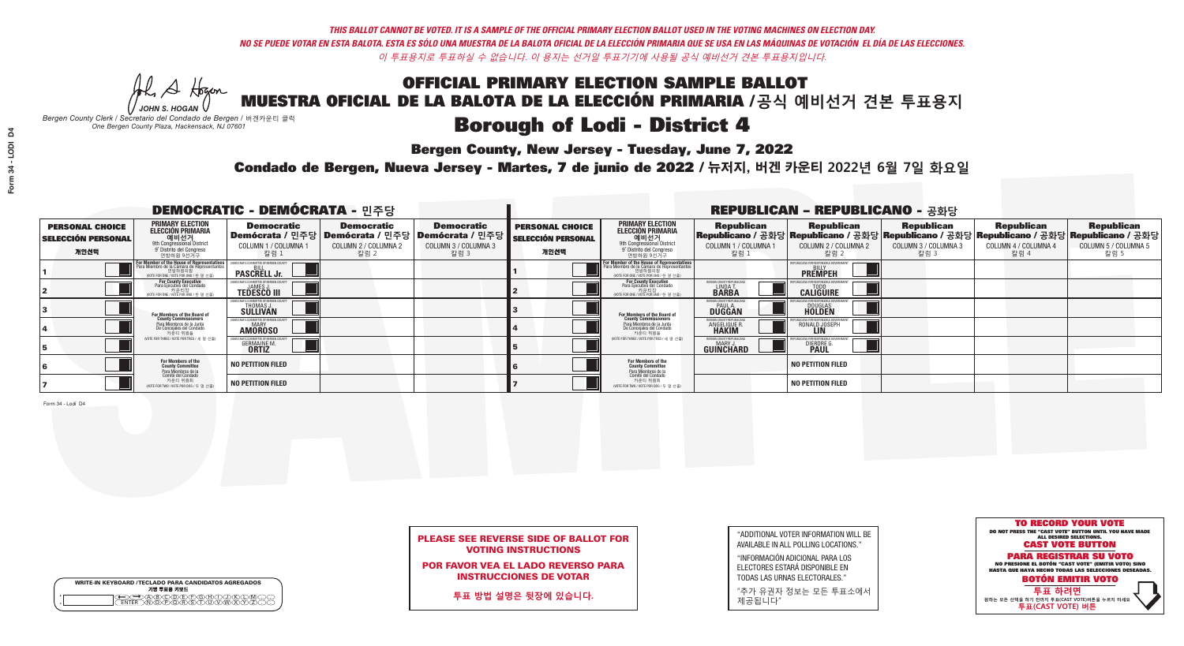*THIS BALLOT CANNOT BE VOTED. IT IS A SAMPLE OF THE OFFICIAL PRIMARY ELECTION BALLOT USED IN THE VOTING MACHINES ON ELECTION DAY.*
*NO SE PUEDE VOTAR EN ESTA BALOTA. ESTA ES SÓLO UNA MUESTRA DE LA BALOTA OFICIAL DE LA ELECCIÓN PRIMARIA QUE SE USA EN LAS MÁQUINAS DE VOTACIÓN EL DÍA DE LAS ELECCIONES.*
*이 투표용지로 투표하실 수 없습니다. 이 용지는 선거일 투표기기에 사용될 공식 예비선거 견본 투표용지입니다.*

JOHN S. HOGAN
*Bergen County Clerk / Secretario del Condado de Bergen / 버겐카운티 클럭*
*One Bergen County Plaza, Hackensack, NJ 07601*

# OFFICIAL PRIMARY ELECTION SAMPLE BALLOT
# MUESTRA OFICIAL DE LA BALOTA DE LA ELECCIÓN PRIMARIA /공식 예비선거 견본 투표용지

# Borough of Lodi - District 4

**Bergen County, New Jersey - Tuesday, June 7, 2022**

**Condado de Bergen, Nueva Jersey - Martes, 7 de junio de 2022 / 뉴저지, 버겐 카운티 2022년 6월 7일 화요일**

## DEMOCRATIC - DEMÓCRATA - 민주당

| PERSONAL CHOICE / SELECCIÓN PERSONAL / 개인선택 | PRIMARY ELECTION / ELECCIÓN PRIMARIA / 예비선거 / 9th Congressional District / 9° Distrito del Congreso / 연방하원 9선거구 | Democratic / Demócrata / 민주당 COLUMN 1 / COLUMNA 1 / 칼럼 1 | Democratic / Demócrata / 민주당 COLUMN 2 / COLUMNA 2 / 칼럼 2 | Democratic / Demócrata / 민주당 COLUMN 3 / COLUMNA 3 / 칼럼 3 |
|---|---|---|---|---|
| 1 | For Member of the House of Representatives / Para Miembro de la Cámara de Representantes / 연방하원의원 (VOTE FOR ONE / VOTE POR UNO / 한 명 선출) | BILL PASCRELL Jr. | | |
| 2 | For County Executive / Para Ejecutivo del Condado / 카운티장 (VOTE FOR ONE / VOTE POR UNO / 한 명 선출) | JAMES J. TEDESCO III | | |
| 3 | For Members of the Board of County Commissioners / Para Miembros de la Junta De Concejales del Condado / 카운티 위원들 (VOTE FOR THREE / VOTE POR TRES / 세 명 선출) | THOMAS J. SULLIVAN | | |
| 4 | | MARY AMOROSO | | |
| 5 | | GERMAINE M. ORTIZ | | |
| 6 | For Members of the County Committee / Para Miembros de la Comité del Condado / 카운티 위원회 (VOTE FOR TWO / VOTE POR DOS / 두 명 선출) | NO PETITION FILED | | |
| 7 | | NO PETITION FILED | | |

## REPUBLICAN - REPUBLICANO - 공화당

| PERSONAL CHOICE / SELECCIÓN PERSONAL / 개인선택 | PRIMARY ELECTION / ELECCIÓN PRIMARIA / 예비선거 / 9th Congressional District / 9° Distrito del Congreso / 연방하원 9선거구 | Republican / Republicano / 공화당 COLUMN 1 / COLUMNA 1 / 칼럼 1 | Republican / Republicano / 공화당 COLUMN 2 / COLUMNA 2 / 칼럼 2 | Republican / Republicano / 공화당 COLUMN 3 / COLUMNA 3 / 칼럼 3 | Republican / Republicano / 공화당 COLUMN 4 / COLUMNA 4 / 칼럼 4 | Republican / Republicano / 공화당 COLUMN 5 / COLUMNA 5 / 칼럼 5 |
|---|---|---|---|---|---|---|
| 1 | For Member of the House of Representatives / Para Miembro de la Cámara de Representantes / 연방하원의원 (VOTE FOR ONE / VOTE POR UNO / 한 명 선출) | | BILLY PREMPEH | | | |
| 2 | For County Executive / Para Ejecutivo del Condado / 카운티장 (VOTE FOR ONE / VOTE POR UNO / 한 명 선출) | LINDA T. BARBA | TODD CALIGUIRE | | | |
| 3 | For Members of the Board of County Commissioners / Para Miembros de la Junta De Concejales del Condado / 카운티 위원들 (VOTE FOR THREE / VOTE POR TRES / 세 명 선출) | PAUL A. DUGGAN | DOUGLAS HOLDEN | | | |
| 4 | | ANGELIQUE R. HAKIM | RONALD JOSEPH LIN | | | |
| 5 | | MARY J. GUINCHARD | DIERDRE G. PAUL | | | |
| 6 | For Members of the County Committee / Para Miembros de la Comité del Condado / 카운티 위원회 (VOTE FOR TWO / VOTE POR DOS / 두 명 선출) | | NO PETITION FILED | | | |
| 7 | | | NO PETITION FILED | | | |

Form 34 - Lodi D4

**PLEASE SEE REVERSE SIDE OF BALLOT FOR VOTING INSTRUCTIONS**

**POR FAVOR VEA EL LADO REVERSO PARA INSTRUCCIONES DE VOTAR**

**투표 방법 설명은 뒷장에 있습니다.**

"ADDITIONAL VOTER INFORMATION WILL BE AVAILABLE IN ALL POLLING LOCATIONS."

"INFORMACIÓN ADICIONAL PARA LOS ELECTORES ESTARÁ DISPONIBLE EN TODAS LAS URNAS ELECTORALES."

"추가 유권자 정보는 모든 투표소에서 제공됩니다"

**TO RECORD YOUR VOTE**
DO NOT PRESS THE "CAST VOTE" BUTTON UNTIL YOU HAVE MADE ALL DESIRED SELECTIONS.
**CAST VOTE BUTTON**

**PARA REGISTRAR SU VOTO**
NO PRESIONE EL BOTÓN "CAST VOTE" (EMITIR VOTO) SINO HASTA QUE HAYA HECHO TODAS LAS SELECCIONES DESEADAS.
**BOTÓN EMITIR VOTO**

**투표 하려면**
원하는 모든 선택을 하기 전까지 투표(CAST VOTE)버튼을 누르지 마세요.
**투표(CAST VOTE) 버튼**

WRITE-IN KEYBOARD /TECLADO PARA CANDIDATOS AGREGADOS
기명 투표용 키보드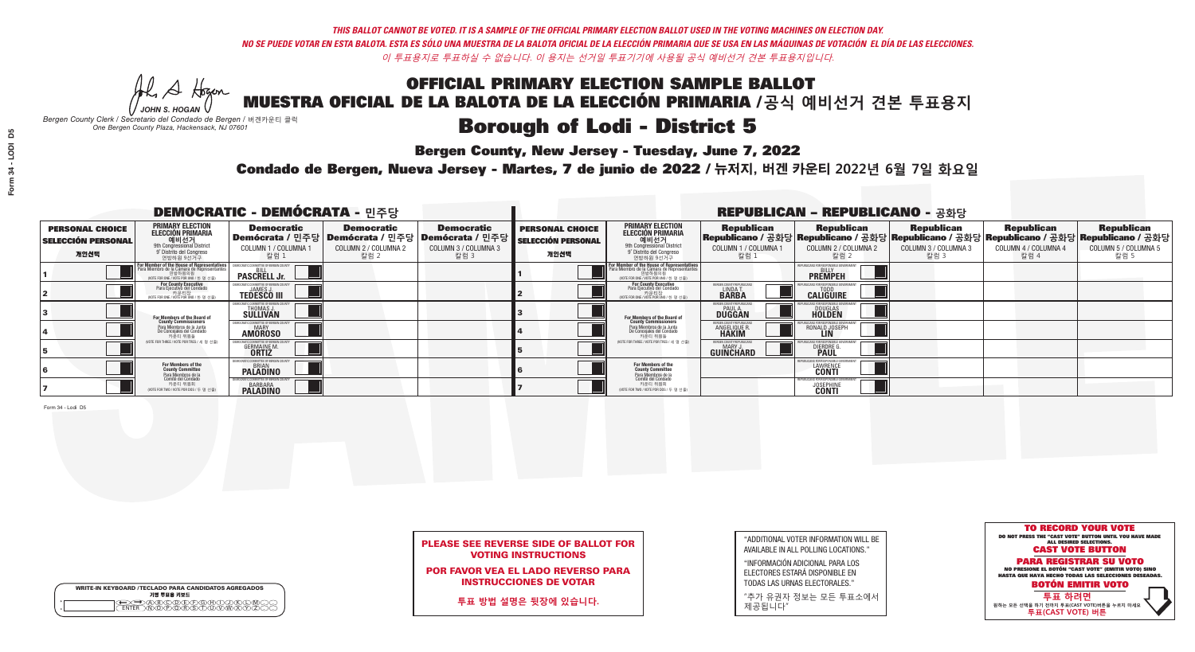*THIS BALLOT CANNOT BE VOTED. IT IS A SAMPLE OF THE OFFICIAL PRIMARY ELECTION BALLOT USED IN THE VOTING MACHINES ON ELECTION DAY.*
*NO SE PUEDE VOTAR EN ESTA BALOTA. ESTA ES SÓLO UNA MUESTRA DE LA BALOTA OFICIAL DE LA ELECCIÓN PRIMARIA QUE SE USA EN LAS MÁQUINAS DE VOTACIÓN EL DÍA DE LAS ELECCIONES.*
*이 투표용지로 투표하실 수 없습니다. 이 용지는 선거일 투표기기에 사용될 공식 예비선거 견본 투표용지입니다.*

JOHN S. HOGAN
*Bergen County Clerk / Secretario del Condado de Bergen / 버겐카운티 클럭*
*One Bergen County Plaza, Hackensack, NJ 07601*

# OFFICIAL PRIMARY ELECTION SAMPLE BALLOT
# MUESTRA OFICIAL DE LA BALOTA DE LA ELECCIÓN PRIMARIA /공식 예비선거 견본 투표용지
# Borough of Lodi - District 5

**Bergen County, New Jersey - Tuesday, June 7, 2022**

**Condado de Bergen, Nueva Jersey - Martes, 7 de junio de 2022 / 뉴저지, 버겐 카운티 2022년 6월 7일 화요일**

## DEMOCRATIC - DEMÓCRATA - 민주당

| PERSONAL CHOICE / SELECCIÓN PERSONAL / 개인선택 | PRIMARY ELECTION / ELECCIÓN PRIMARIA / 예비선거 / 9th Congressional District / 9° Distrito del Congreso / 연방하원 9선거구 | Democratic / Demócrata / 민주당 COLUMN 1 / COLUMNA 1 / 칼럼 1 | Democratic / Demócrata / 민주당 COLUMN 2 / COLUMNA 2 / 칼럼 2 | Democratic / Demócrata / 민주당 COLUMN 3 / COLUMNA 3 / 칼럼 3 |
|---|---|---|---|---|
| 1 | For Member of the House of Representatives / Para Miembro de la Cámara de Representantes / 연방하원의원 (VOTE FOR ONE / VOTE POR UNO / 한 명 선출) | BILL PASCRELL Jr. | | |
| 2 | For County Executive / Para Ejecutivo del Condado / 카운티장 (VOTE FOR ONE / VOTE POR UNO / 한 명 선출) | JAMES J. TEDESCO III | | |
| 3 | For Members of the Board of County Commissioners / Para Miembros de la Junta De Concejales del Condado / 카운티 위원들 (VOTE FOR THREE / VOTE POR TRES / 세 명 선출) | THOMAS J. SULLIVAN | | |
| 4 | | MARY AMOROSO | | |
| 5 | | GERMAINE M. ORTIZ | | |
| 6 | For Members of the County Committee / Para Miembros de la Comité del Condado / 카운티 위원회 (VOTE FOR TWO / VOTE POR DOS / 두 명 선출) | BRIAN PALADINO | | |
| 7 | | BARBARA PALADINO | | |

## REPUBLICAN - REPUBLICANO - 공화당

| PERSONAL CHOICE / SELECCIÓN PERSONAL / 개인선택 | PRIMARY ELECTION / ELECCIÓN PRIMARIA / 예비선거 / 9th Congressional District / 9° Distrito del Congreso / 연방하원 9선거구 | Republican / Republicano / 공화당 COLUMN 1 / COLUMNA 1 / 칼럼 1 | Republican / Republicano / 공화당 COLUMN 2 / COLUMNA 2 / 칼럼 2 | Republican / Republicano / 공화당 COLUMN 3 / COLUMNA 3 / 칼럼 3 | Republican / Republicano / 공화당 COLUMN 4 / COLUMNA 4 / 칼럼 4 | Republican / Republicano / 공화당 COLUMN 5 / COLUMNA 5 / 칼럼 5 |
|---|---|---|---|---|---|---|
| 1 | For Member of the House of Representatives / Para Miembro de la Cámara de Representantes / 연방하원의원 (VOTE FOR ONE / VOTE POR UNO / 한 명 선출) | | BILLY PREMPEH | | | |
| 2 | For County Executive / Para Ejecutivo del Condado / 카운티장 (VOTE FOR ONE / VOTE POR UNO / 한 명 선출) | LINDA T. BARBA | TODD CALIGUIRE | | | |
| 3 | For Members of the Board of County Commissioners / Para Miembros de la Junta De Concejales del Condado / 카운티 위원들 (VOTE FOR THREE / VOTE POR TRES / 세 명 선출) | PAUL A. DUGGAN | DOUGLAS HOLDEN | | | |
| 4 | | ANGELIQUE R. HAKIM | RONALD JOSEPH LIN | | | |
| 5 | | MARY J. GUINCHARD | DIERDRE G. PAUL | | | |
| 6 | For Members of the County Committee / Para Miembros de la Comité del Condado / 카운티 위원회 (VOTE FOR TWO / VOTE POR DOS / 두 명 선출) | | LAWRENCE CONTI | | | |
| 7 | | | JOSEPHINE CONTI | | | |

Form 34 - Lodi D5

**PLEASE SEE REVERSE SIDE OF BALLOT FOR VOTING INSTRUCTIONS**

**POR FAVOR VEA EL LADO REVERSO PARA INSTRUCCIONES DE VOTAR**

**투표 방법 설명은 뒷장에 있습니다.**

"ADDITIONAL VOTER INFORMATION WILL BE AVAILABLE IN ALL POLLING LOCATIONS."

"INFORMACIÓN ADICIONAL PARA LOS ELECTORES ESTARÁ DISPONIBLE EN TODAS LAS URNAS ELECTORALES."

"추가 유권자 정보는 모든 투표소에서 제공됩니다"

WRITE-IN KEYBOARD /TECLADO PARA CANDIDATOS AGREGADOS
기명 투표용 키보드

**TO RECORD YOUR VOTE**
DO NOT PRESS THE "CAST VOTE" BUTTON UNTIL YOU HAVE MADE ALL DESIRED SELECTIONS.
**CAST VOTE BUTTON**
**PARA REGISTRAR SU VOTO**
NO PRESIONE EL BOTÓN "CAST VOTE" (EMITIR VOTO) SINO HASTA QUE HAYA HECHO TODAS LAS SELECCIONES DESEADAS.
**BOTÓN EMITIR VOTO**
**투표 하려면**
원하는 모든 선택을 하기 전까지 투표(CAST VOTE)버튼을 누르지 마세요
**투표(CAST VOTE) 버튼**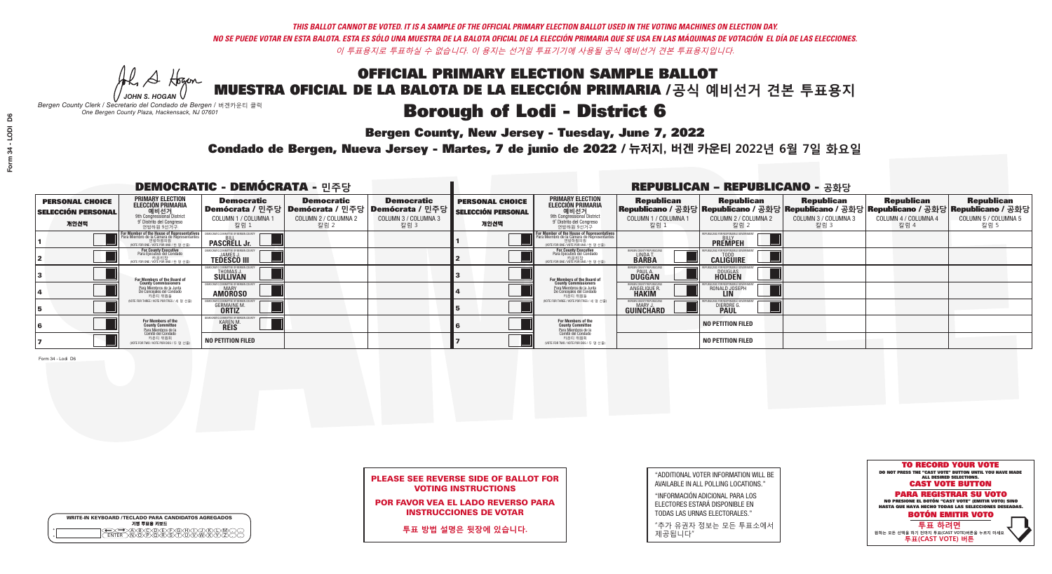*THIS BALLOT CANNOT BE VOTED. IT IS A SAMPLE OF THE OFFICIAL PRIMARY ELECTION BALLOT USED IN THE VOTING MACHINES ON ELECTION DAY.*
*NO SE PUEDE VOTAR EN ESTA BALOTA. ESTA ES SÓLO UNA MUESTRA DE LA BALOTA OFICIAL DE LA ELECCIÓN PRIMARIA QUE SE USA EN LAS MÁQUINAS DE VOTACIÓN EL DÍA DE LAS ELECCIONES.*
*이 투표용지로 투표하실 수 없습니다. 이 용지는 선거일 투표기기에 사용될 공식 예비선거 견본 투표용지입니다.*

JOHN S. HOGAN
*Bergen County Clerk / Secretario del Condado de Bergen / 버겐카운티 클럭*
*One Bergen County Plaza, Hackensack, NJ 07601*

# OFFICIAL PRIMARY ELECTION SAMPLE BALLOT
# MUESTRA OFICIAL DE LA BALOTA DE LA ELECCIÓN PRIMARIA /공식 예비선거 견본 투표용지

## Borough of Lodi - District 6

**Bergen County, New Jersey - Tuesday, June 7, 2022**

**Condado de Bergen, Nueva Jersey - Martes, 7 de junio de 2022 / 뉴저지, 버겐 카운티 2022년 6월 7일 화요일**

### DEMOCRATIC - DEMÓCRATA - 민주당

| PERSONAL CHOICE / SELECCIÓN PERSONAL / 개인선택 | PRIMARY ELECTION / ELECCIÓN PRIMARIA / 예비선거 / 9th Congressional District / 9° Distrito del Congreso / 연방하원 9선거구 | Democratic / Demócrata / 민주당 COLUMN 1 / COLUMNA 1 / 칼럼 1 | Democratic / Demócrata / 민주당 COLUMN 2 / COLUMNA 2 / 칼럼 2 | Democratic / Demócrata / 민주당 COLUMN 3 / COLUMNA 3 / 칼럼 3 |
|---|---|---|---|---|
| 1 | For Member of the House of Representatives / Para Miembro de la Cámara de Representantes / 연방하원의원 (VOTE FOR ONE / VOTE POR UNO / 한 명 선출) | BILL PASCRELL Jr. | | |
| 2 | For County Executive / Para Ejecutivo del Condado / 카운티장 (VOTE FOR ONE / VOTE POR UNO / 한 명 선출) | JAMES J. TEDESCO III | | |
| 3 | For Members of the Board of County Commissioners / Para Miembros de la Junta De Concejales del Condado / 카운티 위원들 (VOTE FOR THREE / VOTE POR TRES / 세 명 선출) | THOMAS J. SULLIVAN | | |
| 4 | | MARY AMOROSO | | |
| 5 | | GERMAINE M. ORTIZ | | |
| 6 | For Members of the County Committee / Para Miembros de la Comité del Condado / 카운티 위원회 (VOTE FOR TWO / VOTE POR DOS / 두 명 선출) | KAREN M. REIS | | |
| 7 | | NO PETITION FILED | | |

### REPUBLICAN - REPUBLICANO - 공화당

| PERSONAL CHOICE / SELECCIÓN PERSONAL / 개인선택 | PRIMARY ELECTION / ELECCIÓN PRIMARIA / 예비선거 / 9th Congressional District / 9° Distrito del Congreso / 연방하원 9선거구 | Republican / Republicano / 공화당 COLUMN 1 / COLUMNA 1 / 칼럼 1 | Republican / Republicano / 공화당 COLUMN 2 / COLUMNA 2 / 칼럼 2 | Republican / Republicano / 공화당 COLUMN 3 / COLUMNA 3 / 칼럼 3 | Republican / Republicano / 공화당 COLUMN 4 / COLUMNA 4 / 칼럼 4 | Republican / Republicano / 공화당 COLUMN 5 / COLUMNA 5 / 칼럼 5 |
|---|---|---|---|---|---|---|
| 1 | For Member of the House of Representatives / Para Miembro de la Cámara de Representantes / 연방하원의원 (VOTE FOR ONE / VOTE POR UNO / 한 명 선출) | | BILLY PREMPEH | | | |
| 2 | For County Executive / Para Ejecutivo del Condado / 카운티장 (VOTE FOR ONE / VOTE POR UNO / 한 명 선출) | LINDA T. BARBA | TODD CALIGUIRE | | | |
| 3 | For Members of the Board of County Commissioners / Para Miembros de la Junta De Concejales del Condado / 카운티 위원들 (VOTE FOR THREE / VOTE POR TRES / 세 명 선출) | PAUL A. DUGGAN | DOUGLAS HOLDEN | | | |
| 4 | | ANGELIQUE R. HAKIM | RONALD JOSEPH LIN | | | |
| 5 | | MARY J. GUINCHARD | DIERDRE G. PAUL | | | |
| 6 | For Members of the County Committee / Para Miembros de la Comité del Condado / 카운티 위원회 (VOTE FOR TWO / VOTE POR DOS / 두 명 선출) | | NO PETITION FILED | | | |
| 7 | | | NO PETITION FILED | | | |

Form 34 - Lodi D6

**PLEASE SEE REVERSE SIDE OF BALLOT FOR VOTING INSTRUCTIONS**

**POR FAVOR VEA EL LADO REVERSO PARA INSTRUCCIONES DE VOTAR**

**투표 방법 설명은 뒷장에 있습니다.**

"ADDITIONAL VOTER INFORMATION WILL BE AVAILABLE IN ALL POLLING LOCATIONS."

"INFORMACIÓN ADICIONAL PARA LOS ELECTORES ESTARÁ DISPONIBLE EN TODAS LAS URNAS ELECTORALES."

"추가 유권자 정보는 모든 투표소에서 제공됩니다"

WRITE-IN KEYBOARD /TECLADO PARA CANDIDATOS AGREGADOS
기명 투표용 키보드

**TO RECORD YOUR VOTE**
DO NOT PRESS THE "CAST VOTE" BUTTON UNTIL YOU HAVE MADE ALL DESIRED SELECTIONS.
**CAST VOTE BUTTON**

**PARA REGISTRAR SU VOTO**
NO PRESIONE EL BOTÓN "CAST VOTE" (EMITIR VOTO) SINO HASTA QUE HAYA HECHO TODAS LAS SELECCIONES DESEADAS.
**BOTÓN EMITIR VOTO**

**투표 하려면**
원하는 모든 선택을 하기 전까지 투표(CAST VOTE)버튼을 누르지 마세요.
**투표(CAST VOTE) 버튼**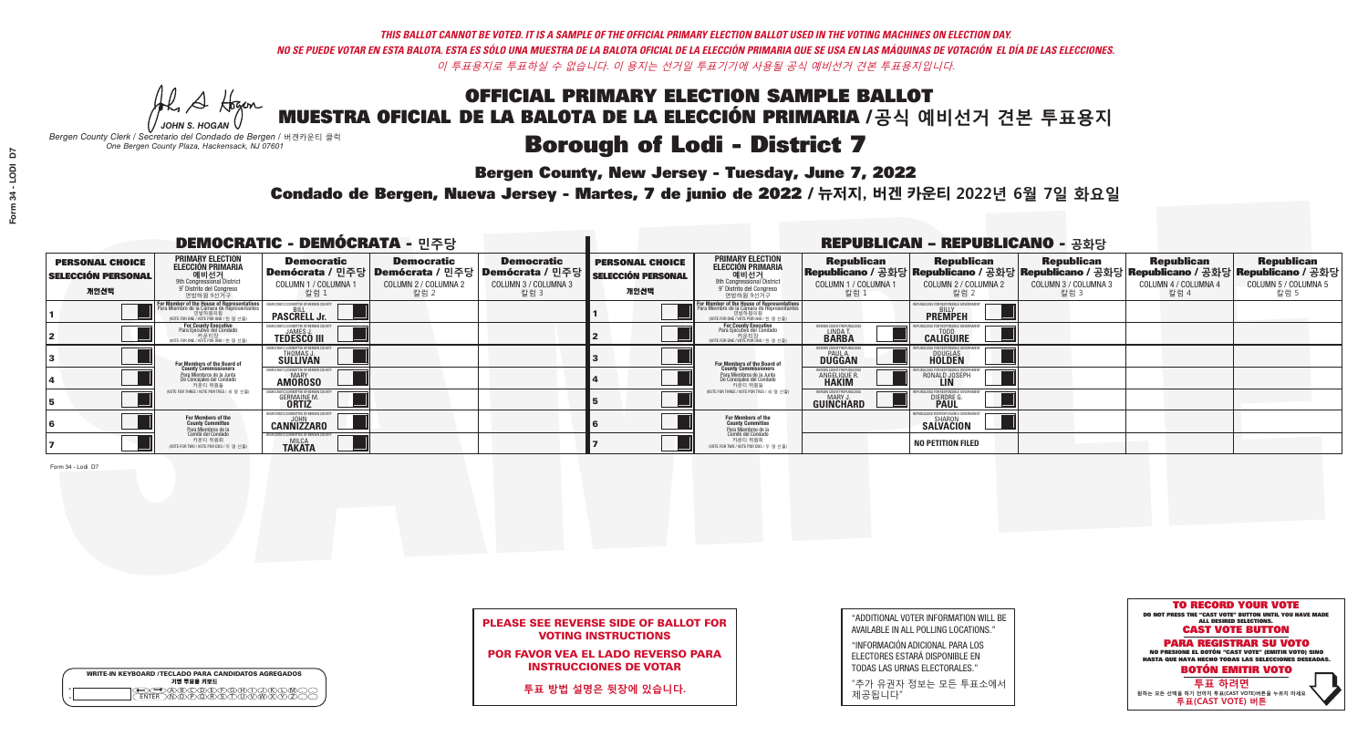*THIS BALLOT CANNOT BE VOTED. IT IS A SAMPLE OF THE OFFICIAL PRIMARY ELECTION BALLOT USED IN THE VOTING MACHINES ON ELECTION DAY.*
*NO SE PUEDE VOTAR EN ESTA BALOTA. ESTA ES SÓLO UNA MUESTRA DE LA BALOTA OFICIAL DE LA ELECCIÓN PRIMARIA QUE SE USA EN LAS MÁQUINAS DE VOTACIÓN EL DÍA DE LAS ELECCIONES.*
*이 투표용지로 투표하실 수 없습니다. 이 용지는 선거일 투표기기에 사용될 공식 예비선거 견본 투표용지입니다.*

JOHN S. HOGAN
*Bergen County Clerk / Secretario del Condado de Bergen / 버겐카운티 클럭*
*One Bergen County Plaza, Hackensack, NJ 07601*

# OFFICIAL PRIMARY ELECTION SAMPLE BALLOT
# MUESTRA OFICIAL DE LA BALOTA DE LA ELECCIÓN PRIMARIA /공식 예비선거 견본 투표용지

## Borough of Lodi - District 7

**Bergen County, New Jersey - Tuesday, June 7, 2022**

**Condado de Bergen, Nueva Jersey - Martes, 7 de junio de 2022 / 뉴저지, 버겐 카운티 2022년 6월 7일 화요일**

### DEMOCRATIC - DEMÓCRATA - 민주당

| PERSONAL CHOICE / SELECCIÓN PERSONAL / 개인선택 | PRIMARY ELECTION / ELECCIÓN PRIMARIA / 예비선거 / 9th Congressional District / 9° Distrito del Congreso / 연방하원 9선거구 | Democratic / Demócrata / 민주당 COLUMN 1 / COLUMNA 1 / 칼럼 1 | Democratic / Demócrata / 민주당 COLUMN 2 / COLUMNA 2 / 칼럼 2 | Democratic / Demócrata / 민주당 COLUMN 3 / COLUMNA 3 / 칼럼 3 |
|---|---|---|---|---|
| 1 | For Member of the House of Representatives / Para Miembro de la Cámara de Representantes / 연방하원의원 (VOTE FOR ONE / VOTE POR UNO / 한 명 선출) | BILL PASCRELL Jr. | | |
| 2 | For County Executive / Para Ejecutivo del Condado / 카운티장 (VOTE FOR ONE / VOTE POR UNO / 한 명 선출) | JAMES J. TEDESCO III | | |
| 3 | For Members of the Board of County Commissioners / Para Miembros de la Junta De Concejales del Condado / 카운티 위원들 (VOTE FOR THREE / VOTE POR TRES / 세 명 선출) | THOMAS J. SULLIVAN | | |
| 4 | | MARY AMOROSO | | |
| 5 | | GERMAINE M. ORTIZ | | |
| 6 | For Members of the County Committee / Para Miembros de la Comité del Condado / 카운티 위원회 (VOTE FOR TWO / VOTE POR DOS / 두 명 선출) | JOHN CANNIZZARO | | |
| 7 | | MILCA TAKATA | | |

### REPUBLICAN - REPUBLICANO - 공화당

| PERSONAL CHOICE / SELECCIÓN PERSONAL / 개인선택 | PRIMARY ELECTION / ELECCIÓN PRIMARIA / 예비선거 / 9th Congressional District / 9° Distrito del Congreso / 연방하원 9선거구 | Republican / Republicano / 공화당 COLUMN 1 / COLUMNA 1 / 칼럼 1 | Republican / Republicano / 공화당 COLUMN 2 / COLUMNA 2 / 칼럼 2 | Republican / Republicano / 공화당 COLUMN 3 / COLUMNA 3 / 칼럼 3 | Republican / Republicano / 공화당 COLUMN 4 / COLUMNA 4 / 칼럼 4 | Republican / Republicano / 공화당 COLUMN 5 / COLUMNA 5 / 칼럼 5 |
|---|---|---|---|---|---|---|
| 1 | For Member of the House of Representatives / Para Miembro de la Cámara de Representantes / 연방하원의원 (VOTE FOR ONE / VOTE POR UNO / 한 명 선출) | | BILLY PREMPEH | | | |
| 2 | For County Executive / Para Ejecutivo del Condado / 카운티장 (VOTE FOR ONE / VOTE POR UNO / 한 명 선출) | LINDA T. BARBA | TODD CALIGUIRE | | | |
| 3 | For Members of the Board of County Commissioners / Para Miembros de la Junta De Concejales del Condado / 카운티 위원들 (VOTE FOR THREE / VOTE POR TRES / 세 명 선출) | PAUL A. DUGGAN | DOUGLAS HOLDEN | | | |
| 4 | | ANGELIQUE R. HAKIM | RONALD JOSEPH LIN | | | |
| 5 | | MARY J. GUINCHARD | DIERDRE G. PAUL | | | |
| 6 | For Members of the County Committee / Para Miembros de la Comité del Condado / 카운티 위원회 (VOTE FOR TWO / VOTE POR DOS / 두 명 선출) | | SHARON SALVACION | | | |
| 7 | | | NO PETITION FILED | | | |

Form 34 - Lodi D7

**PLEASE SEE REVERSE SIDE OF BALLOT FOR VOTING INSTRUCTIONS**

**POR FAVOR VEA EL LADO REVERSO PARA INSTRUCCIONES DE VOTAR**

**투표 방법 설명은 뒷장에 있습니다.**

"ADDITIONAL VOTER INFORMATION WILL BE AVAILABLE IN ALL POLLING LOCATIONS."

"INFORMACIÓN ADICIONAL PARA LOS ELECTORES ESTARÁ DISPONIBLE EN TODAS LAS URNAS ELECTORALES."

"추가 유권자 정보는 모든 투표소에서 제공됩니다"

WRITE-IN KEYBOARD /TECLADO PARA CANDIDATOS AGREGADOS / 기명 투표용 키보드

**TO RECORD YOUR VOTE**
DO NOT PRESS THE "CAST VOTE" BUTTON UNTIL YOU HAVE MADE ALL DESIRED SELECTIONS.
**CAST VOTE BUTTON**

**PARA REGISTRAR SU VOTO**
NO PRESIONE EL BOTÓN "CAST VOTE" (EMITIR VOTO) SINO HASTA QUE HAYA HECHO TODAS LAS SELECCIONES DESEADAS.
**BOTÓN EMITIR VOTO**

**투표 하려면**
원하는 모든 선택을 하기 전까지 투표(CAST VOTE)버튼을 누르지 마세요.
**투표(CAST VOTE) 버튼**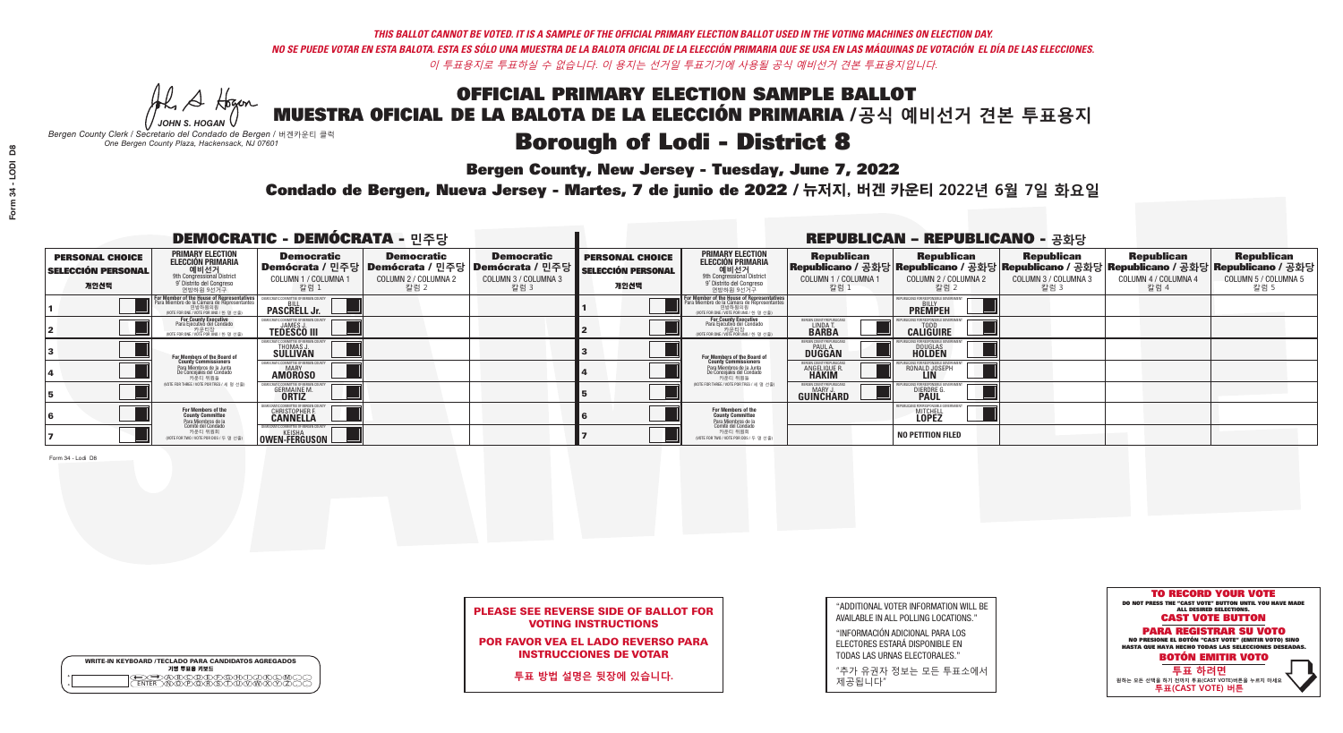*THIS BALLOT CANNOT BE VOTED. IT IS A SAMPLE OF THE OFFICIAL PRIMARY ELECTION BALLOT USED IN THE VOTING MACHINES ON ELECTION DAY.*
*NO SE PUEDE VOTAR EN ESTA BALOTA. ESTA ES SÓLO UNA MUESTRA DE LA BALOTA OFICIAL DE LA ELECCIÓN PRIMARIA QUE SE USA EN LAS MÁQUINAS DE VOTACIÓN EL DÍA DE LAS ELECCIONES.*
*이 투표용지로 투표하실 수 없습니다. 이 용지는 선거일 투표기기에 사용될 공식 예비선거 견본 투표용지입니다.*

JOHN S. HOGAN
*Bergen County Clerk / Secretario del Condado de Bergen / 버겐카운티 클럭*
*One Bergen County Plaza, Hackensack, NJ 07601*

# OFFICIAL PRIMARY ELECTION SAMPLE BALLOT
# MUESTRA OFICIAL DE LA BALOTA DE LA ELECCIÓN PRIMARIA / 공식 예비선거 견본 투표용지

## Borough of Lodi - District 8

**Bergen County, New Jersey - Tuesday, June 7, 2022**

**Condado de Bergen, Nueva Jersey - Martes, 7 de junio de 2022 / 뉴저지, 버겐 카운티 2022년 6월 7일 화요일**

### DEMOCRATIC - DEMÓCRATA - 민주당

| PERSONAL CHOICE / SELECCIÓN PERSONAL / 개인선택 | PRIMARY ELECTION / ELECCIÓN PRIMARIA / 예비선거 / 9th Congressional District / 9° Distrito del Congreso / 연방하원 9선거구 | Democratic / Demócrata / 민주당 COLUMN 1 / COLUMNA 1 / 칼럼 1 | Democratic / Demócrata / 민주당 COLUMN 2 / COLUMNA 2 / 칼럼 2 | Democratic / Demócrata / 민주당 COLUMN 3 / COLUMNA 3 / 칼럼 3 |
|---|---|---|---|---|
| 1 | For Member of the House of Representatives / Para Miembro de la Cámara de Representantes / 연방하원의원 (VOTE FOR ONE / VOTE POR UNO / 한 명 선출) | BILL PASCRELL Jr. | | |
| 2 | For County Executive / Para Ejecutivo del Condado / 카운티장 (VOTE FOR ONE / VOTE POR UNO / 한 명 선출) | JAMES J. TEDESCO III | | |
| 3 | For Members of the Board of County Commissioners / Para Miembros de la Junta De Concejales del Condado / 카운티 위원들 (VOTE FOR THREE / VOTE POR TRES / 세 명 선출) | THOMAS J. SULLIVAN | | |
| 4 | | MARY AMOROSO | | |
| 5 | | GERMAINE M. ORTIZ | | |
| 6 | For Members of the County Committee / Para Miembros de la Comité del Condado / 카운티 위원회 (VOTE FOR TWO / VOTE POR DOS / 두 명 선출) | CHRISTOPHER F. CANNELLA | | |
| 7 | | KEISHA OWEN-FERGUSON | | |

### REPUBLICAN - REPUBLICANO - 공화당

| PERSONAL CHOICE / SELECCIÓN PERSONAL / 개인선택 | PRIMARY ELECTION / ELECCIÓN PRIMARIA / 예비선거 / 9th Congressional District / 9° Distrito del Congreso / 연방하원 9선거구 | Republican / Republicano / 공화당 COLUMN 1 / COLUMNA 1 / 칼럼 1 | Republican / Republicano / 공화당 COLUMN 2 / COLUMNA 2 / 칼럼 2 | Republican / Republicano / 공화당 COLUMN 3 / COLUMNA 3 / 칼럼 3 | Republican / Republicano / 공화당 COLUMN 4 / COLUMNA 4 / 칼럼 4 | Republican / Republicano / 공화당 COLUMN 5 / COLUMNA 5 / 칼럼 5 |
|---|---|---|---|---|---|---|
| 1 | For Member of the House of Representatives / Para Miembro de la Cámara de Representantes / 연방하원의원 (VOTE FOR ONE / VOTE POR UNO / 한 명 선출) | | BILLY PREMPEH | | | |
| 2 | For County Executive / Para Ejecutivo del Condado / 카운티장 (VOTE FOR ONE / VOTE POR UNO / 한 명 선출) | LINDA T. BARBA | TODD CALIGUIRE | | | |
| 3 | For Members of the Board of County Commissioners / Para Miembros de la Junta De Concejales del Condado / 카운티 위원들 (VOTE FOR THREE / VOTE POR TRES / 세 명 선출) | PAUL A. DUGGAN | DOUGLAS HOLDEN | | | |
| 4 | | ANGELIQUE R. HAKIM | RONALD JOSEPH LIN | | | |
| 5 | | MARY J. GUINCHARD | DIERDRE G. PAUL | | | |
| 6 | For Members of the County Committee / Para Miembros de la Comité del Condado / 카운티 위원회 (VOTE FOR TWO / VOTE POR DOS / 두 명 선출) | | MITCHELL LOPEZ | | | |
| 7 | | | NO PETITION FILED | | | |

Form 34 - Lodi D8

**PLEASE SEE REVERSE SIDE OF BALLOT FOR VOTING INSTRUCTIONS**

**POR FAVOR VEA EL LADO REVERSO PARA INSTRUCCIONES DE VOTAR**

**투표 방법 설명은 뒷장에 있습니다.**

"ADDITIONAL VOTER INFORMATION WILL BE AVAILABLE IN ALL POLLING LOCATIONS."

"INFORMACIÓN ADICIONAL PARA LOS ELECTORES ESTARÁ DISPONIBLE EN TODAS LAS URNAS ELECTORALES."

"추가 유권자 정보는 모든 투표소에서 제공됩니다"

WRITE-IN KEYBOARD /TECLADO PARA CANDIDATOS AGREGADOS / 기명 투표용 키보드

**TO RECORD YOUR VOTE**
DO NOT PRESS THE "CAST VOTE" BUTTON UNTIL YOU HAVE MADE ALL DESIRED SELECTIONS.
**CAST VOTE BUTTON**
**PARA REGISTRAR SU VOTO**
NO PRESIONE EL BOTÓN "CAST VOTE" (EMITIR VOTO) SINO HASTA QUE HAYA HECHO TODAS LAS SELECCIONES DESEADAS.
**BOTÓN EMITIR VOTO**
**투표 하려면**
원하는 모든 선택을 하기 전까지 투표(CAST VOTE)버튼을 누르지 마세요.
**투표(CAST VOTE) 버튼**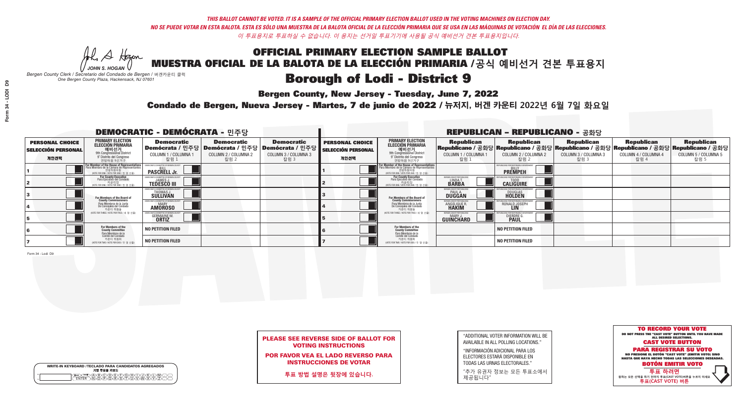*THIS BALLOT CANNOT BE VOTED. IT IS A SAMPLE OF THE OFFICIAL PRIMARY ELECTION BALLOT USED IN THE VOTING MACHINES ON ELECTION DAY.*
*NO SE PUEDE VOTAR EN ESTA BALOTA. ESTA ES SÓLO UNA MUESTRA DE LA BALOTA OFICIAL DE LA ELECCIÓN PRIMARIA QUE SE USA EN LAS MÁQUINAS DE VOTACIÓN EL DÍA DE LAS ELECCIONES.*
*이 투표용지로 투표하실 수 없습니다. 이 용지는 선거일 투표기기에 사용될 공식 예비선거 견본 투표용지입니다.*

JOHN S. HOGAN
*Bergen County Clerk / Secretario del Condado de Bergen / 버겐카운티 클럭*
*One Bergen County Plaza, Hackensack, NJ 07601*

# OFFICIAL PRIMARY ELECTION SAMPLE BALLOT
# MUESTRA OFICIAL DE LA BALOTA DE LA ELECCIÓN PRIMARIA /공식 예비선거 견본 투표용지
# Borough of Lodi - District 9

**Bergen County, New Jersey - Tuesday, June 7, 2022**

**Condado de Bergen, Nueva Jersey - Martes, 7 de junio de 2022 / 뉴저지, 버겐 카운티 2022년 6월 7일 화요일**

## DEMOCRATIC - DEMÓCRATA - 민주당

| PERSONAL CHOICE / SELECCIÓN PERSONAL / 개인선택 | PRIMARY ELECTION / ELECCIÓN PRIMARIA / 예비선거 / 9th Congressional District / 9° Distrito del Congreso / 연방하원 9선거구 | Democratic / Demócrata / 민주당 COLUMN 1 / COLUMNA 1 / 칼럼 1 | Democratic / Demócrata / 민주당 COLUMN 2 / COLUMNA 2 / 칼럼 2 | Democratic / Demócrata / 민주당 COLUMN 3 / COLUMNA 3 / 칼럼 3 |
|---|---|---|---|---|
| 1 | For Member of the House of Representatives / Para Miembro de la Cámara de Representantes / 연방하원의원 (VOTE FOR ONE / VOTE POR UNO / 한 명 선출) | BILL PASCRELL Jr. | | |
| 2 | For County Executive / Para Ejecutivo del Condado / 카운티장 (VOTE FOR ONE / VOTE POR UNO / 한 명 선출) | JAMES J. TEDESCO III | | |
| 3 | For Members of the Board of County Commissioners / Para Miembros de la Junta De Concejales del Condado / 카운티 위원들 (VOTE FOR THREE / VOTE POR TRES / 세 명 선출) | THOMAS J. SULLIVAN | | |
| 4 | | MARY AMOROSO | | |
| 5 | | GERMAINE M. ORTIZ | | |
| 6 | For Members of the County Committee / Para Miembros de la Comité del Condado / 카운티 위원회 (VOTE FOR TWO / VOTE POR DOS / 두 명 선출) | NO PETITION FILED | | |
| 7 | | NO PETITION FILED | | |

## REPUBLICAN - REPUBLICANO - 공화당

| PERSONAL CHOICE / SELECCIÓN PERSONAL / 개인선택 | PRIMARY ELECTION / ELECCIÓN PRIMARIA / 예비선거 / 9th Congressional District / 9° Distrito del Congreso / 연방하원 9선거구 | Republican / Republicano / 공화당 COLUMN 1 / COLUMNA 1 / 칼럼 1 | Republican / Republicano / 공화당 COLUMN 2 / COLUMNA 2 / 칼럼 2 | Republican / Republicano / 공화당 COLUMN 3 / COLUMNA 3 / 칼럼 3 | Republican / Republicano / 공화당 COLUMN 4 / COLUMNA 4 / 칼럼 4 | Republican / Republicano / 공화당 COLUMN 5 / COLUMNA 5 / 칼럼 5 |
|---|---|---|---|---|---|---|
| 1 | For Member of the House of Representatives / Para Miembro de la Cámara de Representantes / 연방하원의원 (VOTE FOR ONE / VOTE POR UNO / 한 명 선출) | | BILLY PREMPEH | | | |
| 2 | For County Executive / Para Ejecutivo del Condado / 카운티장 (VOTE FOR ONE / VOTE POR UNO / 한 명 선출) | LINDA T. BARBA | TODD CALIGUIRE | | | |
| 3 | For Members of the Board of County Commissioners / Para Miembros de la Junta De Concejales del Condado / 카운티 위원들 (VOTE FOR THREE / VOTE POR TRES / 세 명 선출) | PAUL A. DUGGAN | DOUGLAS HOLDEN | | | |
| 4 | | ANGELIQUE R. HAKIM | RONALD JOSEPH LIN | | | |
| 5 | | MARY J. GUINCHARD | DIERDRE G. PAUL | | | |
| 6 | For Members of the County Committee / Para Miembros de la Comité del Condado / 카운티 위원회 (VOTE FOR TWO / VOTE POR DOS / 두 명 선출) | | NO PETITION FILED | | | |
| 7 | | | NO PETITION FILED | | | |

**PLEASE SEE REVERSE SIDE OF BALLOT FOR VOTING INSTRUCTIONS**

**POR FAVOR VEA EL LADO REVERSO PARA INSTRUCCIONES DE VOTAR**

**투표 방법 설명은 뒷장에 있습니다.**

"ADDITIONAL VOTER INFORMATION WILL BE AVAILABLE IN ALL POLLING LOCATIONS."

"INFORMACIÓN ADICIONAL PARA LOS ELECTORES ESTARÁ DISPONIBLE EN TODAS LAS URNAS ELECTORALES."

"추가 유권자 정보는 모든 투표소에서 제공됩니다"

**TO RECORD YOUR VOTE**
DO NOT PRESS THE "CAST VOTE" BUTTON UNTIL YOU HAVE MADE ALL DESIRED SELECTIONS.
**CAST VOTE BUTTON**

**PARA REGISTRAR SU VOTO**
NO PRESIONE EL BOTÓN "CAST VOTE" (EMITIR VOTO) SINO HASTA QUE HAYA HECHO TODAS LAS SELECCIONES DESEADAS.
**BOTÓN EMITIR VOTO**

**투표 하려면**
원하는 모든 선택을 하기 전까지 투표(CAST VOTE)버튼을 누르지 마세요.
**투표(CAST VOTE) 버튼**

WRITE-IN KEYBOARD /TECLADO PARA CANDIDATOS AGREGADOS
기명 투표용 키보드

Form 34 - Lodi D9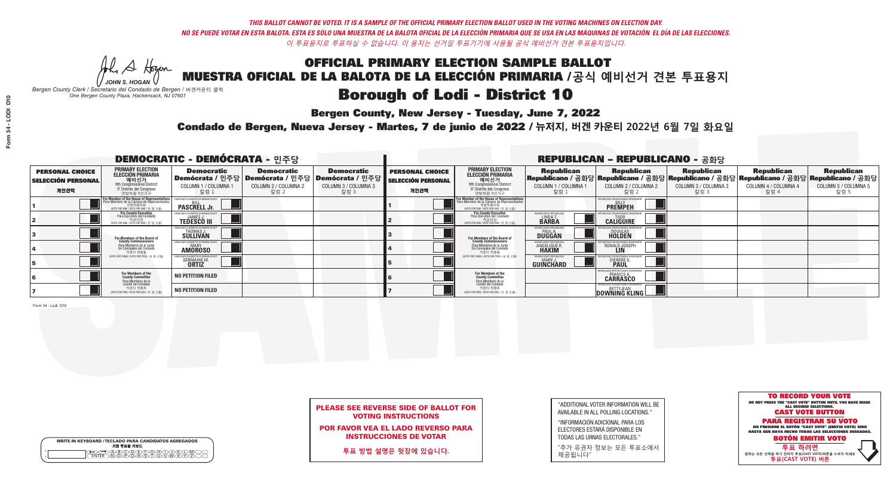*THIS BALLOT CANNOT BE VOTED. IT IS A SAMPLE OF THE OFFICIAL PRIMARY ELECTION BALLOT USED IN THE VOTING MACHINES ON ELECTION DAY.*

*NO SE PUEDE VOTAR EN ESTA BALOTA. ESTA ES SÓLO UNA MUESTRA DE LA BALOTA OFICIAL DE LA ELECCIÓN PRIMARIA QUE SE USA EN LAS MÁQUINAS DE VOTACIÓN EL DÍA DE LAS ELECCIONES.*

*이 투표용지로 투표하실 수 없습니다. 이 용지는 선거일 투표기기에 사용될 공식 예비선거 견본 투표용지입니다.*

JOHN S. HOGAN
*Bergen County Clerk / Secretario del Condado de Bergen / 버겐카운티 클럭*
*One Bergen County Plaza, Hackensack, NJ 07601*

# OFFICIAL PRIMARY ELECTION SAMPLE BALLOT
# MUESTRA OFICIAL DE LA BALOTA DE LA ELECCIÓN PRIMARIA /공식 예비선거 견본 투표용지

# Borough of Lodi - District 10

**Bergen County, New Jersey - Tuesday, June 7, 2022**

**Condado de Bergen, Nueva Jersey - Martes, 7 de junio de 2022 / 뉴저지, 버겐 카운티 2022년 6월 7일 화요일**

## DEMOCRATIC - DEMÓCRATA - 민주당

| PERSONAL CHOICE SELECCIÓN PERSONAL 개인선택 | PRIMARY ELECTION ELECCIÓN PRIMARIA 예비선거 9th Congressional District 9° Distrito del Congreso 연방하원 9선거구 | Democratic Demócrata / 민주당 COLUMN 1 / COLUMNA 1 칼럼 1 | Democratic Demócrata / 민주당 COLUMN 2 / COLUMNA 2 칼럼 2 | Democratic Demócrata / 민주당 COLUMN 3 / COLUMNA 3 칼럼 3 |
|---|---|---|---|---|
| 1 | For Member of the House of Representatives / Para Miembro de la Cámara de Representantes / 연방하원의원 (VOTE FOR ONE / VOTE POR UNO / 한 명 선출) | BILL PASCRELL Jr. | | |
| 2 | For County Executive / Para Ejecutivo del Condado / 카운티장 (VOTE FOR ONE / VOTE POR UNO / 한 명 선출) | JAMES J. TEDESCO III | | |
| 3 | For Members of the Board of County Commissioners / Para Miembros de la Junta De Concejales del Condado / 카운티 위원들 (VOTE FOR THREE / VOTE POR TRES / 세 명 선출) | THOMAS J. SULLIVAN | | |
| 4 | | MARY AMOROSO | | |
| 5 | | GERMAINE M. ORTIZ | | |
| 6 | For Members of the County Committee / Para Miembros de la Comité del Condado / 카운티 위원회 (VOTE FOR TWO / VOTE POR DOS / 두 명 선출) | NO PETITION FILED | | |
| 7 | | NO PETITION FILED | | |

## REPUBLICAN - REPUBLICANO - 공화당

| PERSONAL CHOICE SELECCIÓN PERSONAL 개인선택 | PRIMARY ELECTION ELECCIÓN PRIMARIA 예비선거 9th Congressional District 9° Distrito del Congreso 연방하원 9선거구 | Republican Republicano / 공화당 COLUMN 1 / COLUMNA 1 칼럼 1 | Republican Republicano / 공화당 COLUMN 2 / COLUMNA 2 칼럼 2 | Republican Republicano / 공화당 COLUMN 3 / COLUMNA 3 칼럼 3 | Republican Republicano / 공화당 COLUMN 4 / COLUMNA 4 칼럼 4 | Republican Republicano / 공화당 COLUMN 5 / COLUMNA 5 칼럼 5 |
|---|---|---|---|---|---|---|
| 1 | For Member of the House of Representatives / Para Miembro de la Cámara de Representantes / 연방하원의원 (VOTE FOR ONE / VOTE POR UNO / 한 명 선출) | | BILLY PREMPEH | | | |
| 2 | For County Executive / Para Ejecutivo del Condado / 카운티장 (VOTE FOR ONE / VOTE POR UNO / 한 명 선출) | LINDA T. BARBA | TODD CALIGUIRE | | | |
| 3 | For Members of the Board of County Commissioners / Para Miembros de la Junta De Concejales del Condado / 카운티 위원들 (VOTE FOR THREE / VOTE POR TRES / 세 명 선출) | PAUL A. DUGGAN | DOUGLAS HOLDEN | | | |
| 4 | | ANGELIQUE R. HAKIM | RONALD JOSEPH LIN | | | |
| 5 | | MARY J. GUINCHARD | DIERDRE G. PAUL | | | |
| 6 | For Members of the County Committee / Para Miembros de la Comité del Condado / 카운티 위원회 (VOTE FOR TWO / VOTE POR DOS / 두 명 선출) | | FRANCIS A. CARRASCO | | | |
| 7 | | | BETTYJEAN DOWNING KLING | | | |

Form 34 - Lodi D10

**PLEASE SEE REVERSE SIDE OF BALLOT FOR VOTING INSTRUCTIONS**

**POR FAVOR VEA EL LADO REVERSO PARA INSTRUCCIONES DE VOTAR**

**투표 방법 설명은 뒷장에 있습니다.**

"ADDITIONAL VOTER INFORMATION WILL BE AVAILABLE IN ALL POLLING LOCATIONS."

"INFORMACIÓN ADICIONAL PARA LOS ELECTORES ESTARÁ DISPONIBLE EN TODAS LAS URNAS ELECTORALES."

"추가 유권자 정보는 모든 투표소에서 제공됩니다"

WRITE-IN KEYBOARD /TECLADO PARA CANDIDATOS AGREGADOS
기명 투표용 키보드

**TO RECORD YOUR VOTE**
DO NOT PRESS THE "CAST VOTE" BUTTON UNTIL YOU HAVE MADE ALL DESIRED SELECTIONS.
**CAST VOTE BUTTON**

**PARA REGISTRAR SU VOTO**
NO PRESIONE EL BOTÓN "CAST VOTE" (EMITIR VOTO) SINO HASTA QUE HAYA HECHO TODAS LAS SELECCIONES DESEADAS.
**BOTÓN EMITIR VOTO**

**투표 하려면**
원하는 모든 선택을 하기 전까지 투표(CAST VOTE)버튼을 누르지 마세요.
**투표(CAST VOTE) 버튼**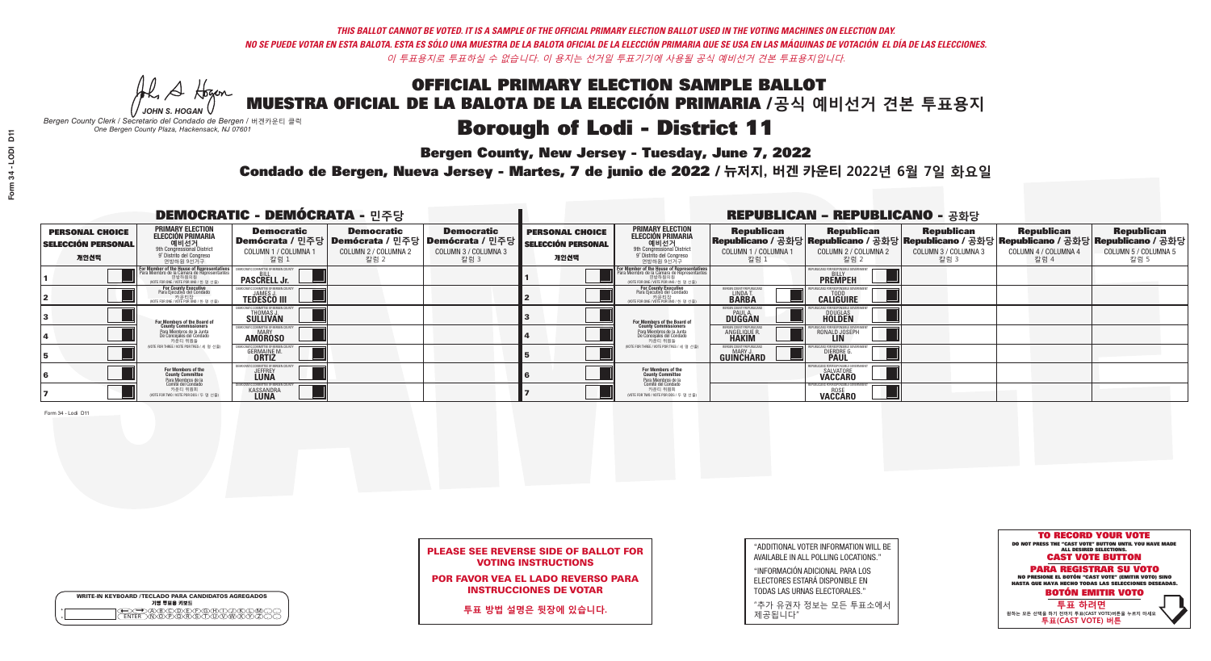*THIS BALLOT CANNOT BE VOTED. IT IS A SAMPLE OF THE OFFICIAL PRIMARY ELECTION BALLOT USED IN THE VOTING MACHINES ON ELECTION DAY.*
*NO SE PUEDE VOTAR EN ESTA BALOTA. ESTA ES SÓLO UNA MUESTRA DE LA BALOTA OFICIAL DE LA ELECCIÓN PRIMARIA QUE SE USA EN LAS MÁQUINAS DE VOTACIÓN EL DÍA DE LAS ELECCIONES.*
*이 투표용지로 투표하실 수 없습니다. 이 용지는 선거일 투표기기에 사용될 공식 예비선거 견본 투표용지입니다.*

JOHN S. HOGAN
*Bergen County Clerk / Secretario del Condado de Bergen / 버겐카운티 클럭*
*One Bergen County Plaza, Hackensack, NJ 07601*

# OFFICIAL PRIMARY ELECTION SAMPLE BALLOT
# MUESTRA OFICIAL DE LA BALOTA DE LA ELECCIÓN PRIMARIA /공식 예비선거 견본 투표용지

# Borough of Lodi - District 11

**Bergen County, New Jersey - Tuesday, June 7, 2022**

**Condado de Bergen, Nueva Jersey - Martes, 7 de junio de 2022 / 뉴저지, 버겐 카운티 2022년 6월 7일 화요일**

## DEMOCRATIC - DEMÓCRATA - 민주당

| PERSONAL CHOICE / SELECCIÓN PERSONAL / 개인선택 | PRIMARY ELECTION / ELECCIÓN PRIMARIA / 예비선거 9th Congressional District / 9° Distrito del Congreso / 연방하원 9선거구 | Democratic / Demócrata / 민주당 COLUMN 1 / COLUMNA 1 / 칼럼 1 | Democratic / Demócrata / 민주당 COLUMN 2 / COLUMNA 2 / 칼럼 2 | Democratic / Demócrata / 민주당 COLUMN 3 / COLUMNA 3 / 칼럼 3 |
|---|---|---|---|---|
| 1 | For Member of the House of Representatives / Para Miembro de la Cámara de Representantes / 연방하원의원 (VOTE FOR ONE / VOTE POR UNO / 한 명 선출) | BILL PASCRELL Jr. | | |
| 2 | For County Executive / Para Ejecutivo del Condado / 카운티장 (VOTE FOR ONE / VOTE POR UNO / 한 명 선출) | JAMES J. TEDESCO III | | |
| 3 | For Members of the Board of County Commissioners / Para Miembros de la Junta De Concejales del Condado / 카운티 위원들 (VOTE FOR THREE / VOTE POR TRES / 세 명 선출) | THOMAS J. SULLIVAN | | |
| 4 | | MARY AMOROSO | | |
| 5 | | GERMAINE M. ORTIZ | | |
| 6 | For Members of the County Committee / Para Miembros de la Comité del Condado / 카운티 위원회 (VOTE FOR TWO / VOTE POR DOS / 두 명 선출) | JEFFREY LUNA | | |
| 7 | | KASSANDRA LUNA | | |

## REPUBLICAN - REPUBLICANO - 공화당

| PERSONAL CHOICE / SELECCIÓN PERSONAL / 개인선택 | PRIMARY ELECTION / ELECCIÓN PRIMARIA / 예비선거 9th Congressional District / 9° Distrito del Congreso / 연방하원 9선거구 | Republican / Republicano / 공화당 COLUMN 1 / COLUMNA 1 / 칼럼 1 | Republican / Republicano / 공화당 COLUMN 2 / COLUMNA 2 / 칼럼 2 | Republican / Republicano / 공화당 COLUMN 3 / COLUMNA 3 / 칼럼 3 | Republican / Republicano / 공화당 COLUMN 4 / COLUMNA 4 / 칼럼 4 | Republican / Republicano / 공화당 COLUMN 5 / COLUMNA 5 / 칼럼 5 |
|---|---|---|---|---|---|---|
| 1 | For Member of the House of Representatives / Para Miembro de la Cámara de Representantes / 연방하원의원 (VOTE FOR ONE / VOTE POR UNO / 한 명 선출) | | BILLY PREMPEH | | | |
| 2 | For County Executive / Para Ejecutivo del Condado / 카운티장 (VOTE FOR ONE / VOTE POR UNO / 한 명 선출) | LINDA T. BARBA | TODD CALIGUIRE | | | |
| 3 | For Members of the Board of County Commissioners / Para Miembros de la Junta De Concejales del Condado / 카운티 위원들 (VOTE FOR THREE / VOTE POR TRES / 세 명 선출) | PAUL A. DUGGAN | DOUGLAS HOLDEN | | | |
| 4 | | ANGELIQUE R. HAKIM | RONALD JOSEPH LIN | | | |
| 5 | | MARY J. GUINCHARD | DIERDRE G. PAUL | | | |
| 6 | For Members of the County Committee / Para Miembros de la Comité del Condado / 카운티 위원회 (VOTE FOR TWO / VOTE POR DOS / 두 명 선출) | | SALVATORE VACCARO | | | |
| 7 | | | ROSE VACCARO | | | |

Form 34 - Lodi D11

**PLEASE SEE REVERSE SIDE OF BALLOT FOR VOTING INSTRUCTIONS**

**POR FAVOR VEA EL LADO REVERSO PARA INSTRUCCIONES DE VOTAR**

**투표 방법 설명은 뒷장에 있습니다.**

"ADDITIONAL VOTER INFORMATION WILL BE AVAILABLE IN ALL POLLING LOCATIONS."

"INFORMACIÓN ADICIONAL PARA LOS ELECTORES ESTARÁ DISPONIBLE EN TODAS LAS URNAS ELECTORALES."

"추가 유권자 정보는 모든 투표소에서 제공됩니다"

WRITE-IN KEYBOARD /TECLADO PARA CANDIDATOS AGREGADOS
기명 투표용 키보드

**TO RECORD YOUR VOTE**
DO NOT PRESS THE "CAST VOTE" BUTTON UNTIL YOU HAVE MADE ALL DESIRED SELECTIONS.
**CAST VOTE BUTTON**

**PARA REGISTRAR SU VOTO**
NO PRESIONE EL BOTÓN "CAST VOTE" (EMITIR VOTO) SINO HASTA QUE HAYA HECHO TODAS LAS SELECCIONES DESEADAS.
**BOTÓN EMITIR VOTO**

**투표 하려면**
원하는 모든 선택을 하기 전까지 투표(CAST VOTE)버튼을 누르지 마세요.
**투표(CAST VOTE) 버튼**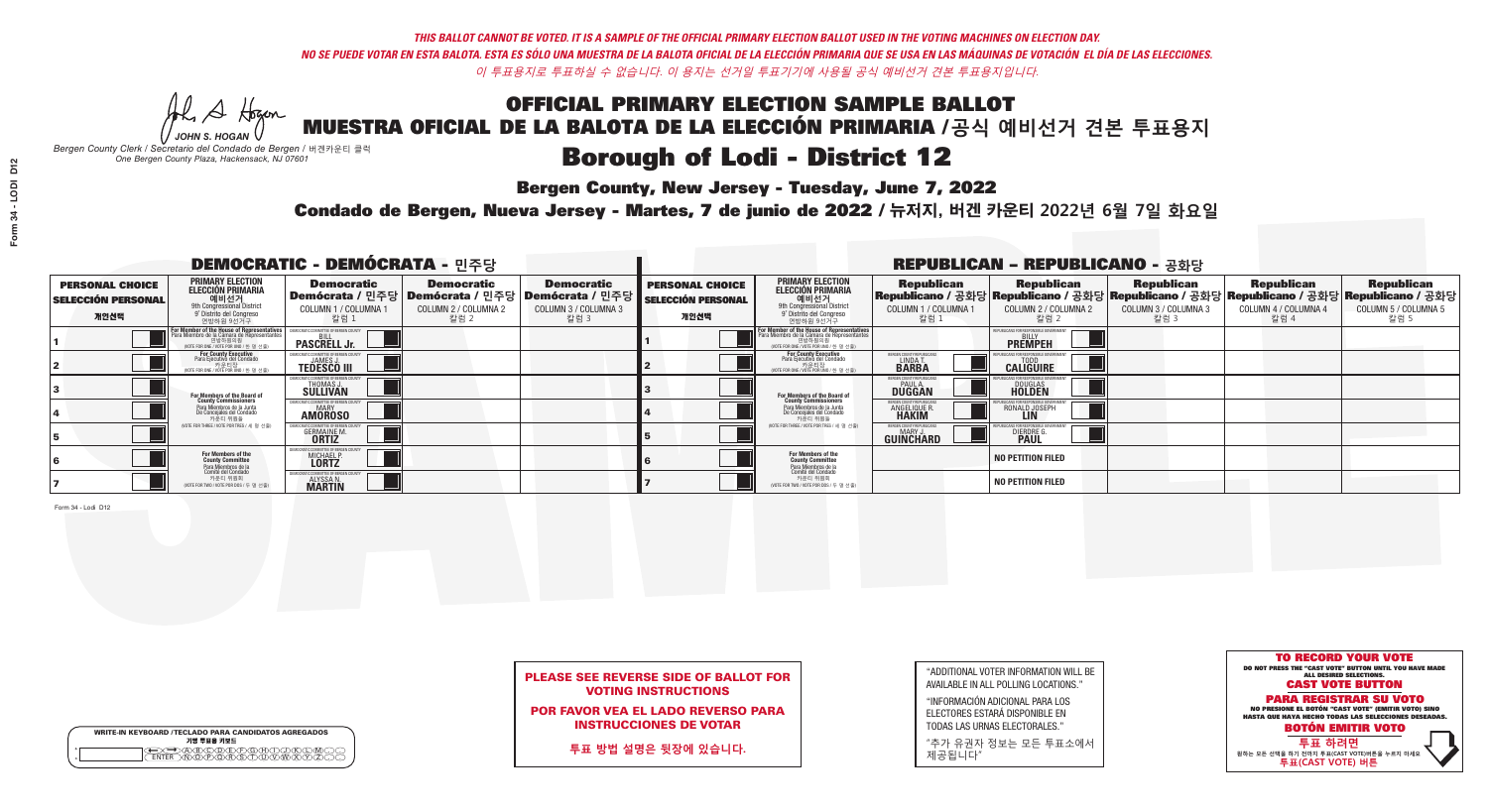*THIS BALLOT CANNOT BE VOTED. IT IS A SAMPLE OF THE OFFICIAL PRIMARY ELECTION BALLOT USED IN THE VOTING MACHINES ON ELECTION DAY.*
*NO SE PUEDE VOTAR EN ESTA BALOTA. ESTA ES SÓLO UNA MUESTRA DE LA BALOTA OFICIAL DE LA ELECCIÓN PRIMARIA QUE SE USA EN LAS MÁQUINAS DE VOTACIÓN EL DÍA DE LAS ELECCIONES.*
*이 투표용지로 투표하실 수 없습니다. 이 용지는 선거일 투표기기에 사용될 공식 예비선거 견본 투표용지입니다.*

JOHN S. HOGAN
*Bergen County Clerk / Secretario del Condado de Bergen / 버겐카운티 클럭*
*One Bergen County Plaza, Hackensack, NJ 07601*

# OFFICIAL PRIMARY ELECTION SAMPLE BALLOT
# MUESTRA OFICIAL DE LA BALOTA DE LA ELECCIÓN PRIMARIA /공식 예비선거 견본 투표용지
# Borough of Lodi - District 12

**Bergen County, New Jersey - Tuesday, June 7, 2022**

**Condado de Bergen, Nueva Jersey - Martes, 7 de junio de 2022 / 뉴저지, 버겐 카운티 2022년 6월 7일 화요일**

## DEMOCRATIC - DEMÓCRATA - 민주당

| PERSONAL CHOICE / SELECCIÓN PERSONAL / 개인선택 | PRIMARY ELECTION / ELECCIÓN PRIMARIA / 예비선거 / 9th Congressional District / 9° Distrito del Congreso / 연방하원 9선거구 | Democratic / Demócrata / 민주당 COLUMN 1 / COLUMNA 1 / 칼럼 1 | Democratic / Demócrata / 민주당 COLUMN 2 / COLUMNA 2 / 칼럼 2 | Democratic / Demócrata / 민주당 COLUMN 3 / COLUMNA 3 / 칼럼 3 |
|---|---|---|---|---|
| 1 | For Member of the House of Representatives / Para Miembro de la Cámara de Representantes / 연방하원의원 (VOTE FOR ONE / VOTE POR UNO / 한 명 선출) | BILL PASCRELL Jr. | | |
| 2 | For County Executive / Para Ejecutivo del Condado / 카운티장 (VOTE FOR ONE / VOTE POR UNO / 한 명 선출) | JAMES J. TEDESCO III | | |
| 3 | For Members of the Board of County Commissioners / Para Miembros de la Junta De Concejales del Condado / 카운티 위원들 (VOTE FOR THREE / VOTE POR TRES / 세 명 선출) | THOMAS J. SULLIVAN | | |
| 4 | | MARY AMOROSO | | |
| 5 | | GERMAINE M. ORTIZ | | |
| 6 | For Members of the County Committee / Para Miembros de la Comité del Condado / 카운티 위원회 (VOTE FOR TWO / VOTE POR DOS / 두 명 선출) | MICHAEL P. LORTZ | | |
| 7 | | ALYSSA N. MARTIN | | |

## REPUBLICAN - REPUBLICANO - 공화당

| PERSONAL CHOICE / SELECCIÓN PERSONAL / 개인선택 | PRIMARY ELECTION / ELECCIÓN PRIMARIA / 예비선거 / 9th Congressional District / 9° Distrito del Congreso / 연방하원 9선거구 | Republican / Republicano / 공화당 COLUMN 1 / COLUMNA 1 / 칼럼 1 | Republican / Republicano / 공화당 COLUMN 2 / COLUMNA 2 / 칼럼 2 | Republican / Republicano / 공화당 COLUMN 3 / COLUMNA 3 / 칼럼 3 | Republican / Republicano / 공화당 COLUMN 4 / COLUMNA 4 / 칼럼 4 | Republican / Republicano / 공화당 COLUMN 5 / COLUMNA 5 / 칼럼 5 |
|---|---|---|---|---|---|---|
| 1 | For Member of the House of Representatives / Para Miembro de la Cámara de Representantes / 연방하원의원 (VOTE FOR ONE / VOTE POR UNO / 한 명 선출) | | BILLY PREMPEH | | | |
| 2 | For County Executive / Para Ejecutivo del Condado / 카운티장 (VOTE FOR ONE / VOTE POR UNO / 한 명 선출) | LINDA T. BARBA | TODD CALIGUIRE | | | |
| 3 | For Members of the Board of County Commissioners / Para Miembros de la Junta De Concejales del Condado / 카운티 위원들 (VOTE FOR THREE / VOTE POR TRES / 세 명 선출) | PAUL A. DUGGAN | DOUGLAS HOLDEN | | | |
| 4 | | ANGELIQUE R. HAKIM | RONALD JOSEPH LIN | | | |
| 5 | | MARY J. GUINCHARD | DIERDRE G. PAUL | | | |
| 6 | For Members of the County Committee / Para Miembros de la Comité del Condado / 카운티 위원회 (VOTE FOR TWO / VOTE POR DOS / 두 명 선출) | | NO PETITION FILED | | | |
| 7 | | | NO PETITION FILED | | | |

Form 34 - Lodi D12

**PLEASE SEE REVERSE SIDE OF BALLOT FOR VOTING INSTRUCTIONS**

**POR FAVOR VEA EL LADO REVERSO PARA INSTRUCCIONES DE VOTAR**

**투표 방법 설명은 뒷장에 있습니다.**

"ADDITIONAL VOTER INFORMATION WILL BE AVAILABLE IN ALL POLLING LOCATIONS."

"INFORMACIÓN ADICIONAL PARA LOS ELECTORES ESTARÁ DISPONIBLE EN TODAS LAS URNAS ELECTORALES."

"추가 유권자 정보는 모든 투표소에서 제공됩니다"

WRITE-IN KEYBOARD /TECLADO PARA CANDIDATOS AGREGADOS
기명 투표용 키보드

**TO RECORD YOUR VOTE**
DO NOT PRESS THE "CAST VOTE" BUTTON UNTIL YOU HAVE MADE ALL DESIRED SELECTIONS.
**CAST VOTE BUTTON**

**PARA REGISTRAR SU VOTO**
NO PRESIONE EL BOTÓN "CAST VOTE" (EMITIR VOTO) SINO HASTA QUE HAYA HECHO TODAS LAS SELECCIONES DESEADAS.
**BOTÓN EMITIR VOTO**

**투표 하려면**
원하는 모든 선택을 하기 전까지 투표(CAST VOTE)버튼을 누르지 마세요
**투표(CAST VOTE) 버튼**